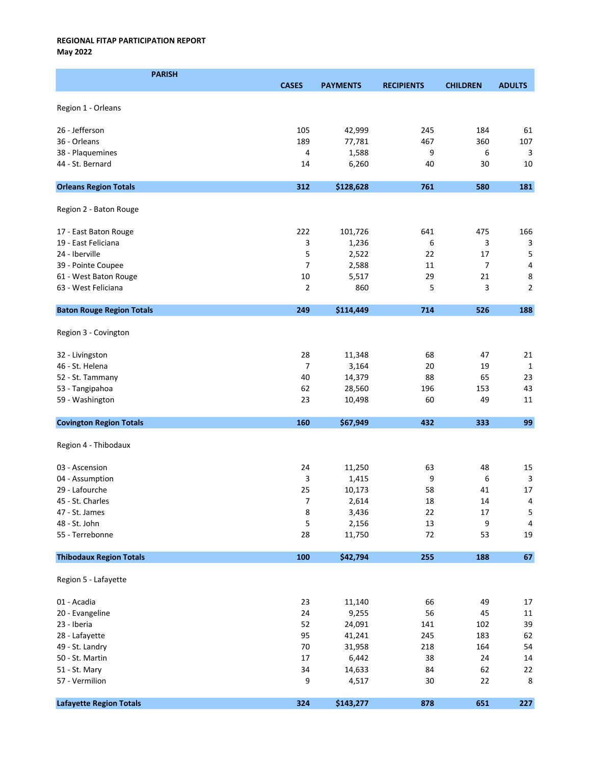**REGIONAL FITAP PARTICIPATION REPORT**
**May 2022**

| PARISH | CASES | PAYMENTS | RECIPIENTS | CHILDREN | ADULTS |
|---|---|---|---|---|---|
| Region 1 - Orleans | | | | | |
| 26 - Jefferson | 105 | 42,999 | 245 | 184 | 61 |
| 36 - Orleans | 189 | 77,781 | 467 | 360 | 107 |
| 38 - Plaquemines | 4 | 1,588 | 9 | 6 | 3 |
| 44 - St. Bernard | 14 | 6,260 | 40 | 30 | 10 |
| **Orleans Region Totals** | **312** | **$128,628** | **761** | **580** | **181** |
| Region 2 - Baton Rouge | | | | | |
| 17 - East Baton Rouge | 222 | 101,726 | 641 | 475 | 166 |
| 19 - East Feliciana | 3 | 1,236 | 6 | 3 | 3 |
| 24 - Iberville | 5 | 2,522 | 22 | 17 | 5 |
| 39 - Pointe Coupee | 7 | 2,588 | 11 | 7 | 4 |
| 61 - West Baton Rouge | 10 | 5,517 | 29 | 21 | 8 |
| 63 - West Feliciana | 2 | 860 | 5 | 3 | 2 |
| **Baton Rouge Region Totals** | **249** | **$114,449** | **714** | **526** | **188** |
| Region 3 - Covington | | | | | |
| 32 - Livingston | 28 | 11,348 | 68 | 47 | 21 |
| 46 - St. Helena | 7 | 3,164 | 20 | 19 | 1 |
| 52 - St. Tammany | 40 | 14,379 | 88 | 65 | 23 |
| 53 - Tangipahoa | 62 | 28,560 | 196 | 153 | 43 |
| 59 - Washington | 23 | 10,498 | 60 | 49 | 11 |
| **Covington Region Totals** | **160** | **$67,949** | **432** | **333** | **99** |
| Region 4 - Thibodaux | | | | | |
| 03 - Ascension | 24 | 11,250 | 63 | 48 | 15 |
| 04 - Assumption | 3 | 1,415 | 9 | 6 | 3 |
| 29 - Lafourche | 25 | 10,173 | 58 | 41 | 17 |
| 45 - St. Charles | 7 | 2,614 | 18 | 14 | 4 |
| 47 - St. James | 8 | 3,436 | 22 | 17 | 5 |
| 48 - St. John | 5 | 2,156 | 13 | 9 | 4 |
| 55 - Terrebonne | 28 | 11,750 | 72 | 53 | 19 |
| **Thibodaux Region Totals** | **100** | **$42,794** | **255** | **188** | **67** |
| Region 5 - Lafayette | | | | | |
| 01 - Acadia | 23 | 11,140 | 66 | 49 | 17 |
| 20 - Evangeline | 24 | 9,255 | 56 | 45 | 11 |
| 23 - Iberia | 52 | 24,091 | 141 | 102 | 39 |
| 28 - Lafayette | 95 | 41,241 | 245 | 183 | 62 |
| 49 - St. Landry | 70 | 31,958 | 218 | 164 | 54 |
| 50 - St. Martin | 17 | 6,442 | 38 | 24 | 14 |
| 51 - St. Mary | 34 | 14,633 | 84 | 62 | 22 |
| 57 - Vermilion | 9 | 4,517 | 30 | 22 | 8 |
| **Lafayette Region Totals** | **324** | **$143,277** | **878** | **651** | **227** |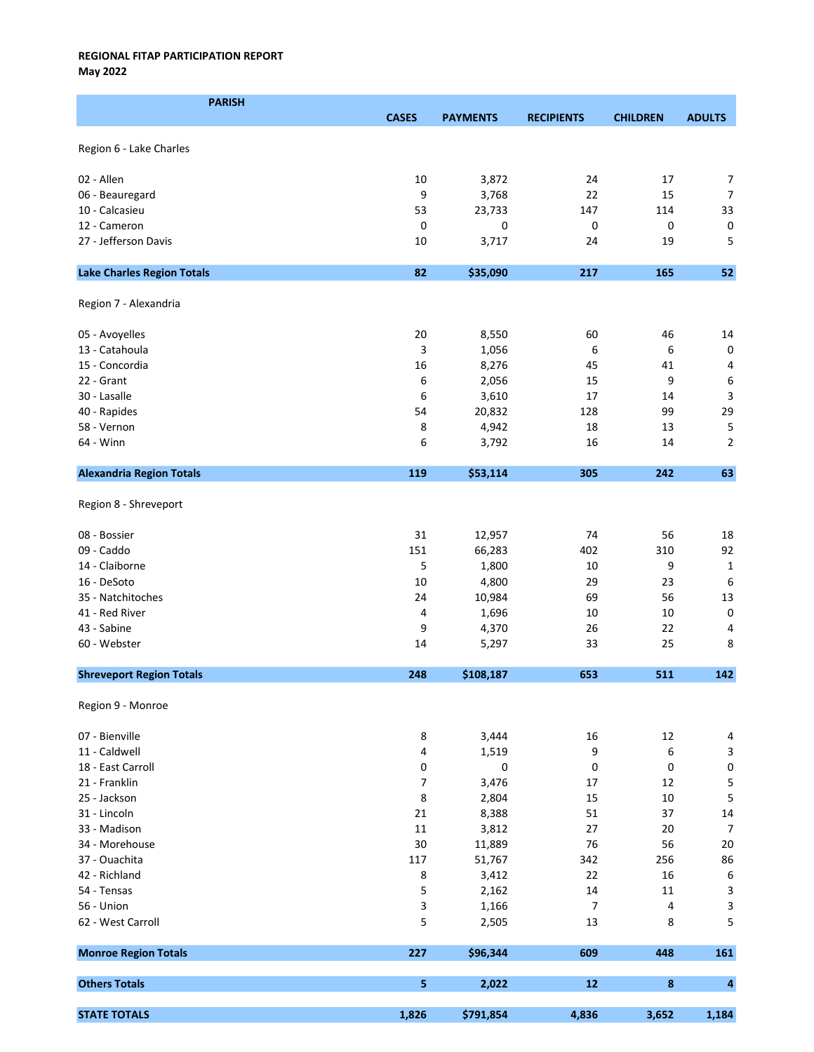**REGIONAL FITAP PARTICIPATION REPORT**
**May 2022**

| PARISH | CASES | PAYMENTS | RECIPIENTS | CHILDREN | ADULTS |
|---|---|---|---|---|---|
| Region 6 - Lake Charles | | | | | |
| 02 - Allen | 10 | 3,872 | 24 | 17 | 7 |
| 06 - Beauregard | 9 | 3,768 | 22 | 15 | 7 |
| 10 - Calcasieu | 53 | 23,733 | 147 | 114 | 33 |
| 12 - Cameron | 0 | 0 | 0 | 0 | 0 |
| 27 - Jefferson Davis | 10 | 3,717 | 24 | 19 | 5 |
| **Lake Charles Region Totals** | **82** | **$35,090** | **217** | **165** | **52** |
| Region 7 - Alexandria | | | | | |
| 05 - Avoyelles | 20 | 8,550 | 60 | 46 | 14 |
| 13 - Catahoula | 3 | 1,056 | 6 | 6 | 0 |
| 15 - Concordia | 16 | 8,276 | 45 | 41 | 4 |
| 22 - Grant | 6 | 2,056 | 15 | 9 | 6 |
| 30 - Lasalle | 6 | 3,610 | 17 | 14 | 3 |
| 40 - Rapides | 54 | 20,832 | 128 | 99 | 29 |
| 58 - Vernon | 8 | 4,942 | 18 | 13 | 5 |
| 64 - Winn | 6 | 3,792 | 16 | 14 | 2 |
| **Alexandria Region Totals** | **119** | **$53,114** | **305** | **242** | **63** |
| Region 8 - Shreveport | | | | | |
| 08 - Bossier | 31 | 12,957 | 74 | 56 | 18 |
| 09 - Caddo | 151 | 66,283 | 402 | 310 | 92 |
| 14 - Claiborne | 5 | 1,800 | 10 | 9 | 1 |
| 16 - DeSoto | 10 | 4,800 | 29 | 23 | 6 |
| 35 - Natchitoches | 24 | 10,984 | 69 | 56 | 13 |
| 41 - Red River | 4 | 1,696 | 10 | 10 | 0 |
| 43 - Sabine | 9 | 4,370 | 26 | 22 | 4 |
| 60 - Webster | 14 | 5,297 | 33 | 25 | 8 |
| **Shreveport Region Totals** | **248** | **$108,187** | **653** | **511** | **142** |
| Region 9 - Monroe | | | | | |
| 07 - Bienville | 8 | 3,444 | 16 | 12 | 4 |
| 11 - Caldwell | 4 | 1,519 | 9 | 6 | 3 |
| 18 - East Carroll | 0 | 0 | 0 | 0 | 0 |
| 21 - Franklin | 7 | 3,476 | 17 | 12 | 5 |
| 25 - Jackson | 8 | 2,804 | 15 | 10 | 5 |
| 31 - Lincoln | 21 | 8,388 | 51 | 37 | 14 |
| 33 - Madison | 11 | 3,812 | 27 | 20 | 7 |
| 34 - Morehouse | 30 | 11,889 | 76 | 56 | 20 |
| 37 - Ouachita | 117 | 51,767 | 342 | 256 | 86 |
| 42 - Richland | 8 | 3,412 | 22 | 16 | 6 |
| 54 - Tensas | 5 | 2,162 | 14 | 11 | 3 |
| 56 - Union | 3 | 1,166 | 7 | 4 | 3 |
| 62 - West Carroll | 5 | 2,505 | 13 | 8 | 5 |
| **Monroe Region Totals** | **227** | **$96,344** | **609** | **448** | **161** |
| **Others Totals** | **5** | **2,022** | **12** | **8** | **4** |
| **STATE TOTALS** | **1,826** | **$791,854** | **4,836** | **3,652** | **1,184** |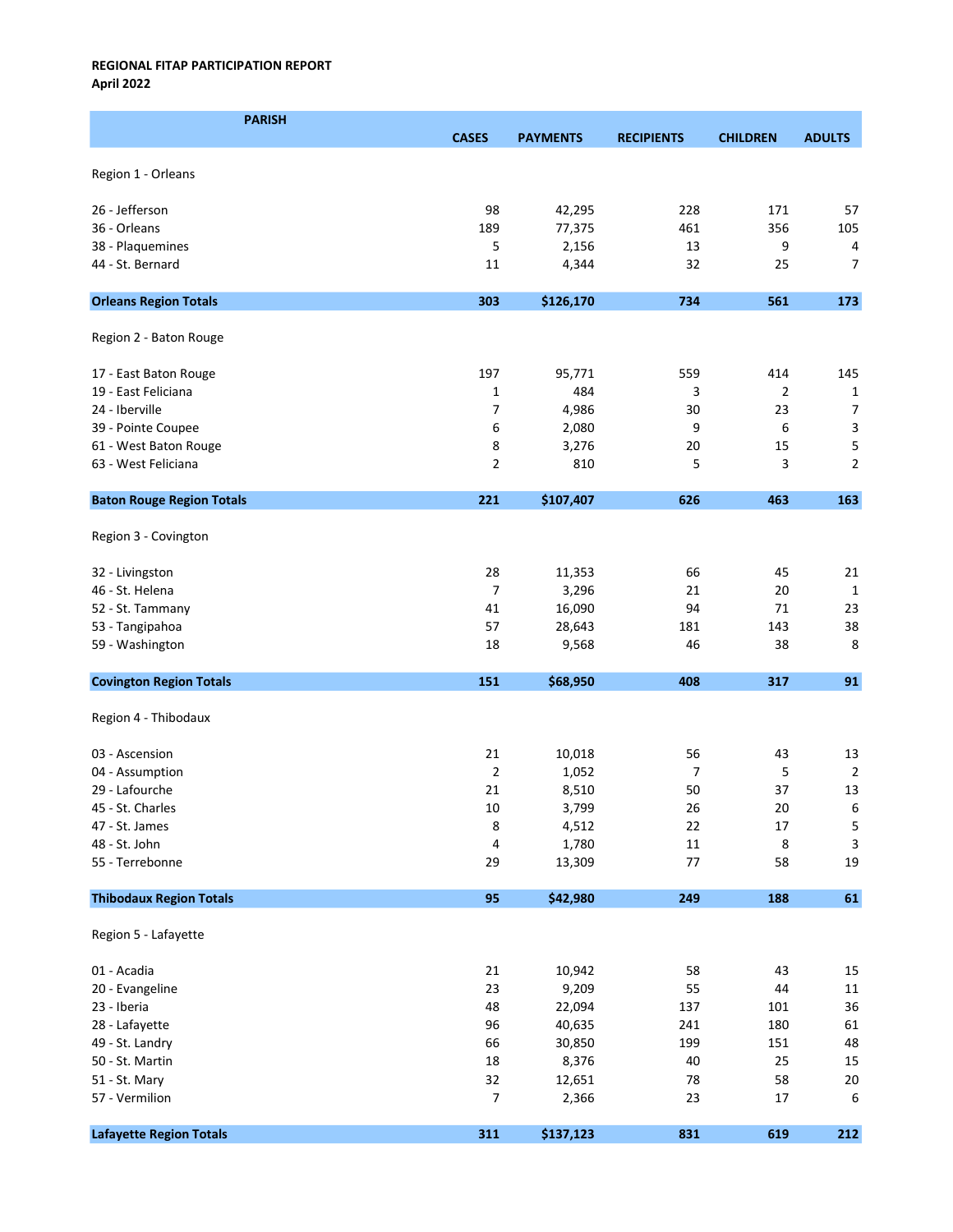**REGIONAL FITAP PARTICIPATION REPORT**
**April 2022**

| PARISH | CASES | PAYMENTS | RECIPIENTS | CHILDREN | ADULTS |
|---|---|---|---|---|---|
| Region 1 - Orleans | | | | | |
| 26 - Jefferson | 98 | 42,295 | 228 | 171 | 57 |
| 36 - Orleans | 189 | 77,375 | 461 | 356 | 105 |
| 38 - Plaquemines | 5 | 2,156 | 13 | 9 | 4 |
| 44 - St. Bernard | 11 | 4,344 | 32 | 25 | 7 |
| **Orleans Region Totals** | **303** | **$126,170** | **734** | **561** | **173** |
| Region 2 - Baton Rouge | | | | | |
| 17 - East Baton Rouge | 197 | 95,771 | 559 | 414 | 145 |
| 19 - East Feliciana | 1 | 484 | 3 | 2 | 1 |
| 24 - Iberville | 7 | 4,986 | 30 | 23 | 7 |
| 39 - Pointe Coupee | 6 | 2,080 | 9 | 6 | 3 |
| 61 - West Baton Rouge | 8 | 3,276 | 20 | 15 | 5 |
| 63 - West Feliciana | 2 | 810 | 5 | 3 | 2 |
| **Baton Rouge Region Totals** | **221** | **$107,407** | **626** | **463** | **163** |
| Region 3 - Covington | | | | | |
| 32 - Livingston | 28 | 11,353 | 66 | 45 | 21 |
| 46 - St. Helena | 7 | 3,296 | 21 | 20 | 1 |
| 52 - St. Tammany | 41 | 16,090 | 94 | 71 | 23 |
| 53 - Tangipahoa | 57 | 28,643 | 181 | 143 | 38 |
| 59 - Washington | 18 | 9,568 | 46 | 38 | 8 |
| **Covington Region Totals** | **151** | **$68,950** | **408** | **317** | **91** |
| Region 4 - Thibodaux | | | | | |
| 03 - Ascension | 21 | 10,018 | 56 | 43 | 13 |
| 04 - Assumption | 2 | 1,052 | 7 | 5 | 2 |
| 29 - Lafourche | 21 | 8,510 | 50 | 37 | 13 |
| 45 - St. Charles | 10 | 3,799 | 26 | 20 | 6 |
| 47 - St. James | 8 | 4,512 | 22 | 17 | 5 |
| 48 - St. John | 4 | 1,780 | 11 | 8 | 3 |
| 55 - Terrebonne | 29 | 13,309 | 77 | 58 | 19 |
| **Thibodaux Region Totals** | **95** | **$42,980** | **249** | **188** | **61** |
| Region 5 - Lafayette | | | | | |
| 01 - Acadia | 21 | 10,942 | 58 | 43 | 15 |
| 20 - Evangeline | 23 | 9,209 | 55 | 44 | 11 |
| 23 - Iberia | 48 | 22,094 | 137 | 101 | 36 |
| 28 - Lafayette | 96 | 40,635 | 241 | 180 | 61 |
| 49 - St. Landry | 66 | 30,850 | 199 | 151 | 48 |
| 50 - St. Martin | 18 | 8,376 | 40 | 25 | 15 |
| 51 - St. Mary | 32 | 12,651 | 78 | 58 | 20 |
| 57 - Vermilion | 7 | 2,366 | 23 | 17 | 6 |
| **Lafayette Region Totals** | **311** | **$137,123** | **831** | **619** | **212** |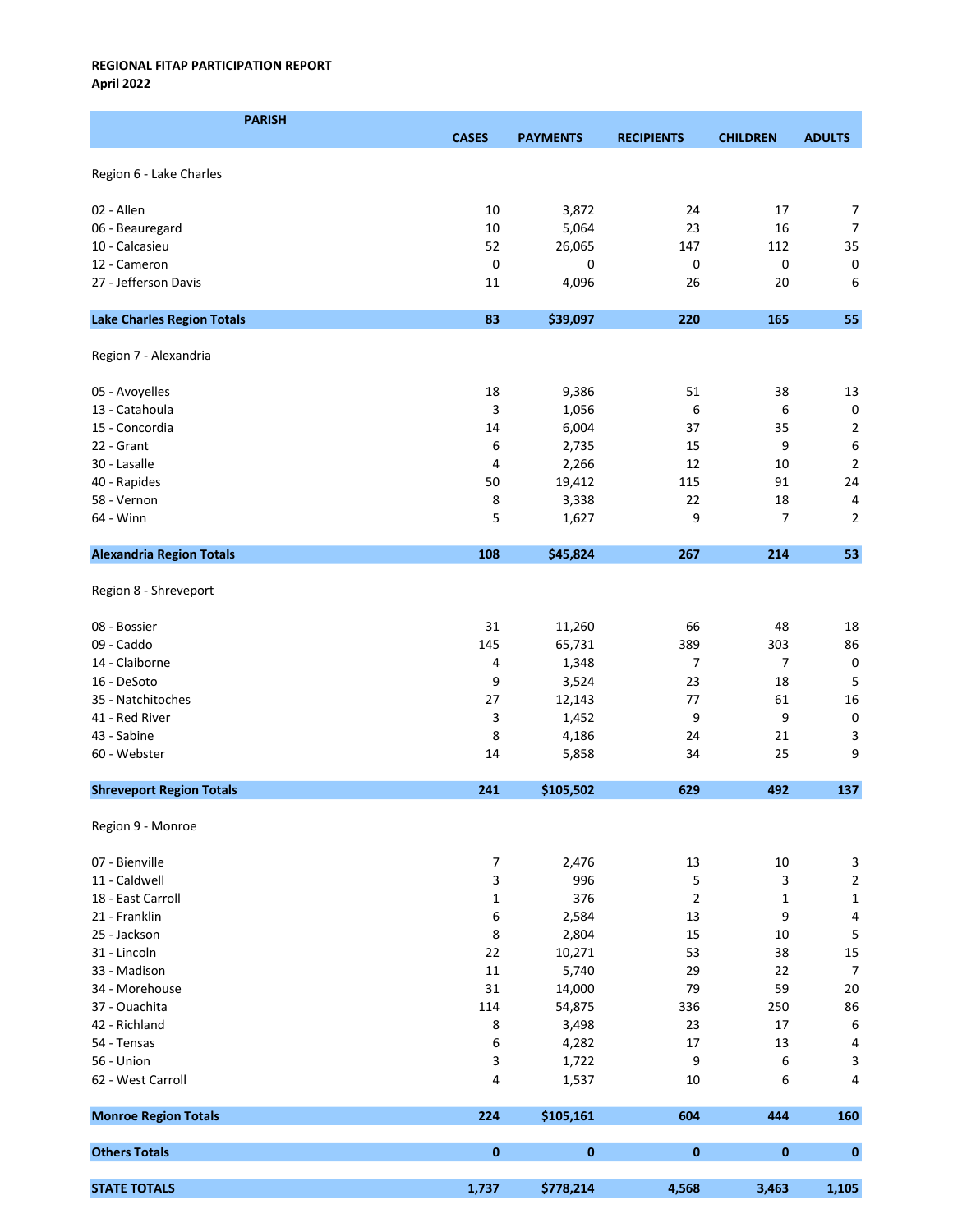**REGIONAL FITAP PARTICIPATION REPORT**
**April 2022**

| PARISH | CASES | PAYMENTS | RECIPIENTS | CHILDREN | ADULTS |
|---|---|---|---|---|---|
| Region 6 - Lake Charles | | | | | |
| 02 - Allen | 10 | 3,872 | 24 | 17 | 7 |
| 06 - Beauregard | 10 | 5,064 | 23 | 16 | 7 |
| 10 - Calcasieu | 52 | 26,065 | 147 | 112 | 35 |
| 12 - Cameron | 0 | 0 | 0 | 0 | 0 |
| 27 - Jefferson Davis | 11 | 4,096 | 26 | 20 | 6 |
| **Lake Charles Region Totals** | **83** | **$39,097** | **220** | **165** | **55** |
| Region 7 - Alexandria | | | | | |
| 05 - Avoyelles | 18 | 9,386 | 51 | 38 | 13 |
| 13 - Catahoula | 3 | 1,056 | 6 | 6 | 0 |
| 15 - Concordia | 14 | 6,004 | 37 | 35 | 2 |
| 22 - Grant | 6 | 2,735 | 15 | 9 | 6 |
| 30 - Lasalle | 4 | 2,266 | 12 | 10 | 2 |
| 40 - Rapides | 50 | 19,412 | 115 | 91 | 24 |
| 58 - Vernon | 8 | 3,338 | 22 | 18 | 4 |
| 64 - Winn | 5 | 1,627 | 9 | 7 | 2 |
| **Alexandria Region Totals** | **108** | **$45,824** | **267** | **214** | **53** |
| Region 8 - Shreveport | | | | | |
| 08 - Bossier | 31 | 11,260 | 66 | 48 | 18 |
| 09 - Caddo | 145 | 65,731 | 389 | 303 | 86 |
| 14 - Claiborne | 4 | 1,348 | 7 | 7 | 0 |
| 16 - DeSoto | 9 | 3,524 | 23 | 18 | 5 |
| 35 - Natchitoches | 27 | 12,143 | 77 | 61 | 16 |
| 41 - Red River | 3 | 1,452 | 9 | 9 | 0 |
| 43 - Sabine | 8 | 4,186 | 24 | 21 | 3 |
| 60 - Webster | 14 | 5,858 | 34 | 25 | 9 |
| **Shreveport Region Totals** | **241** | **$105,502** | **629** | **492** | **137** |
| Region 9 - Monroe | | | | | |
| 07 - Bienville | 7 | 2,476 | 13 | 10 | 3 |
| 11 - Caldwell | 3 | 996 | 5 | 3 | 2 |
| 18 - East Carroll | 1 | 376 | 2 | 1 | 1 |
| 21 - Franklin | 6 | 2,584 | 13 | 9 | 4 |
| 25 - Jackson | 8 | 2,804 | 15 | 10 | 5 |
| 31 - Lincoln | 22 | 10,271 | 53 | 38 | 15 |
| 33 - Madison | 11 | 5,740 | 29 | 22 | 7 |
| 34 - Morehouse | 31 | 14,000 | 79 | 59 | 20 |
| 37 - Ouachita | 114 | 54,875 | 336 | 250 | 86 |
| 42 - Richland | 8 | 3,498 | 23 | 17 | 6 |
| 54 - Tensas | 6 | 4,282 | 17 | 13 | 4 |
| 56 - Union | 3 | 1,722 | 9 | 6 | 3 |
| 62 - West Carroll | 4 | 1,537 | 10 | 6 | 4 |
| **Monroe Region Totals** | **224** | **$105,161** | **604** | **444** | **160** |
| **Others Totals** | **0** | **0** | **0** | **0** | **0** |
| **STATE TOTALS** | **1,737** | **$778,214** | **4,568** | **3,463** | **1,105** |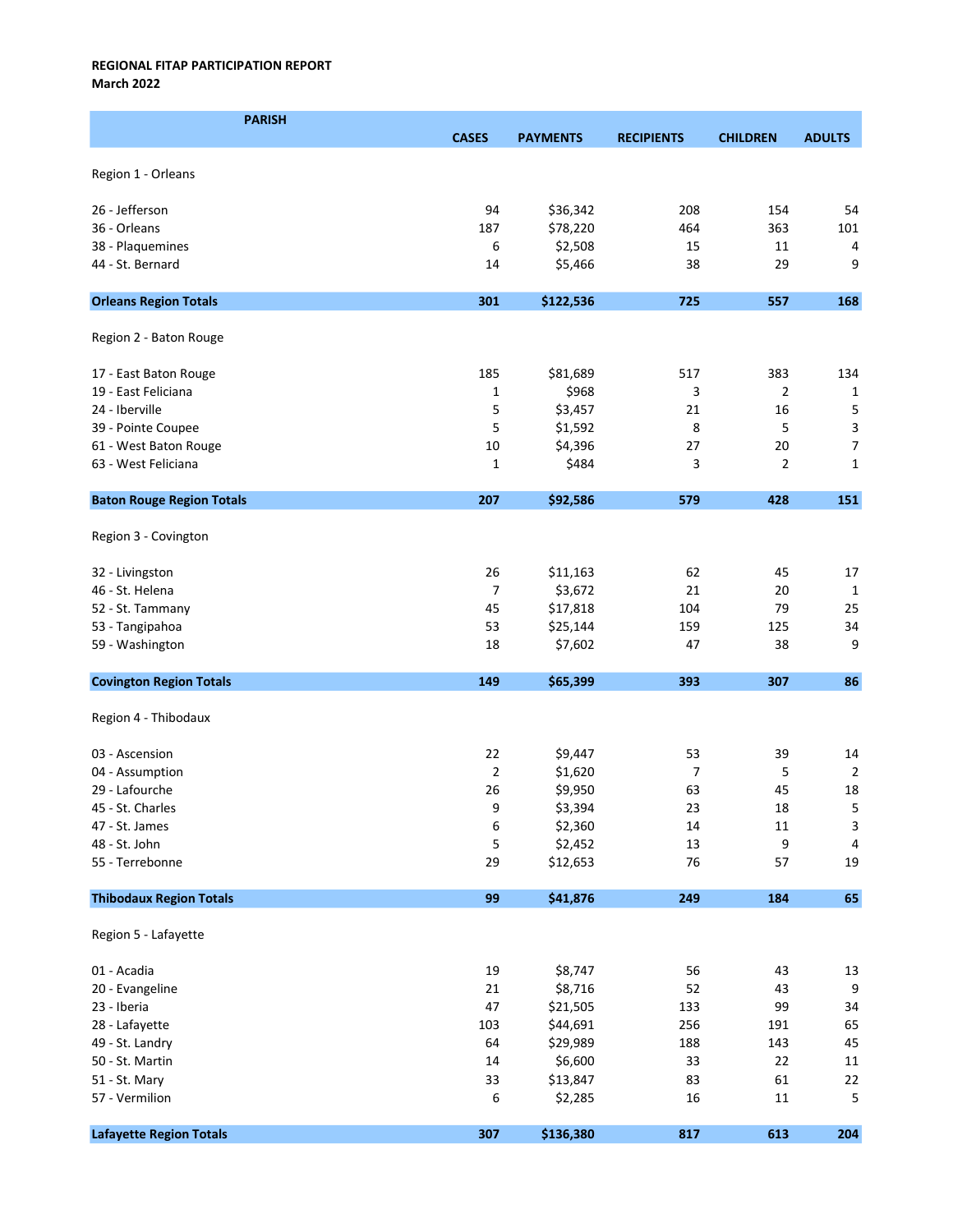**REGIONAL FITAP PARTICIPATION REPORT**
**March 2022**

| PARISH | CASES | PAYMENTS | RECIPIENTS | CHILDREN | ADULTS |
|---|---|---|---|---|---|
| Region 1 - Orleans | | | | | |
| 26 - Jefferson | 94 | $36,342 | 208 | 154 | 54 |
| 36 - Orleans | 187 | $78,220 | 464 | 363 | 101 |
| 38 - Plaquemines | 6 | $2,508 | 15 | 11 | 4 |
| 44 - St. Bernard | 14 | $5,466 | 38 | 29 | 9 |
| **Orleans Region Totals** | **301** | **$122,536** | **725** | **557** | **168** |
| Region 2 - Baton Rouge | | | | | |
| 17 - East Baton Rouge | 185 | $81,689 | 517 | 383 | 134 |
| 19 - East Feliciana | 1 | $968 | 3 | 2 | 1 |
| 24 - Iberville | 5 | $3,457 | 21 | 16 | 5 |
| 39 - Pointe Coupee | 5 | $1,592 | 8 | 5 | 3 |
| 61 - West Baton Rouge | 10 | $4,396 | 27 | 20 | 7 |
| 63 - West Feliciana | 1 | $484 | 3 | 2 | 1 |
| **Baton Rouge Region Totals** | **207** | **$92,586** | **579** | **428** | **151** |
| Region 3 - Covington | | | | | |
| 32 - Livingston | 26 | $11,163 | 62 | 45 | 17 |
| 46 - St. Helena | 7 | $3,672 | 21 | 20 | 1 |
| 52 - St. Tammany | 45 | $17,818 | 104 | 79 | 25 |
| 53 - Tangipahoa | 53 | $25,144 | 159 | 125 | 34 |
| 59 - Washington | 18 | $7,602 | 47 | 38 | 9 |
| **Covington Region Totals** | **149** | **$65,399** | **393** | **307** | **86** |
| Region 4 - Thibodaux | | | | | |
| 03 - Ascension | 22 | $9,447 | 53 | 39 | 14 |
| 04 - Assumption | 2 | $1,620 | 7 | 5 | 2 |
| 29 - Lafourche | 26 | $9,950 | 63 | 45 | 18 |
| 45 - St. Charles | 9 | $3,394 | 23 | 18 | 5 |
| 47 - St. James | 6 | $2,360 | 14 | 11 | 3 |
| 48 - St. John | 5 | $2,452 | 13 | 9 | 4 |
| 55 - Terrebonne | 29 | $12,653 | 76 | 57 | 19 |
| **Thibodaux Region Totals** | **99** | **$41,876** | **249** | **184** | **65** |
| Region 5 - Lafayette | | | | | |
| 01 - Acadia | 19 | $8,747 | 56 | 43 | 13 |
| 20 - Evangeline | 21 | $8,716 | 52 | 43 | 9 |
| 23 - Iberia | 47 | $21,505 | 133 | 99 | 34 |
| 28 - Lafayette | 103 | $44,691 | 256 | 191 | 65 |
| 49 - St. Landry | 64 | $29,989 | 188 | 143 | 45 |
| 50 - St. Martin | 14 | $6,600 | 33 | 22 | 11 |
| 51 - St. Mary | 33 | $13,847 | 83 | 61 | 22 |
| 57 - Vermilion | 6 | $2,285 | 16 | 11 | 5 |
| **Lafayette Region Totals** | **307** | **$136,380** | **817** | **613** | **204** |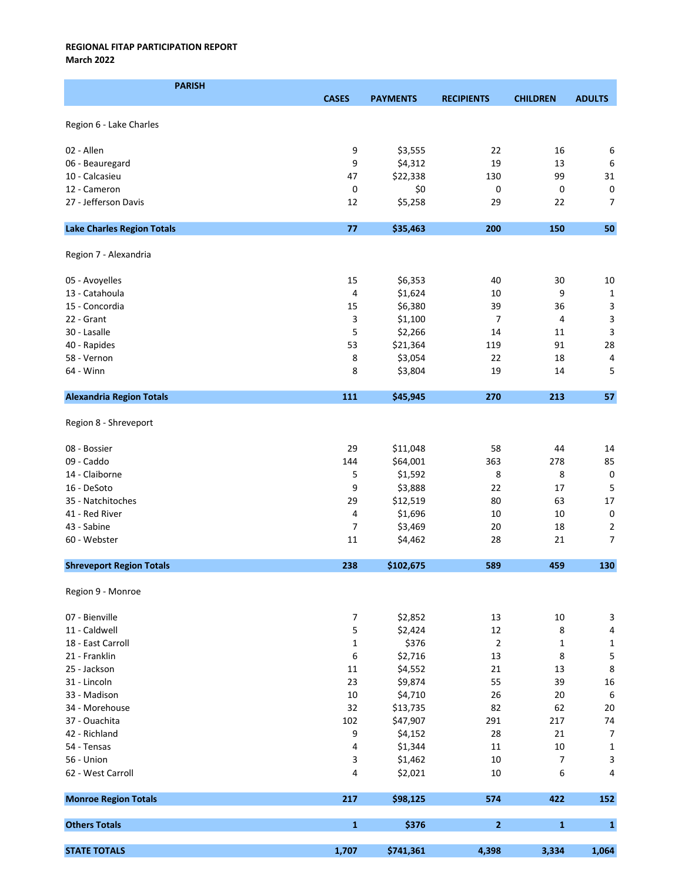**REGIONAL FITAP PARTICIPATION REPORT**
**March 2022**

| PARISH | CASES | PAYMENTS | RECIPIENTS | CHILDREN | ADULTS |
|---|---|---|---|---|---|
| Region 6 - Lake Charles | | | | | |
| 02 - Allen | 9 | $3,555 | 22 | 16 | 6 |
| 06 - Beauregard | 9 | $4,312 | 19 | 13 | 6 |
| 10 - Calcasieu | 47 | $22,338 | 130 | 99 | 31 |
| 12 - Cameron | 0 | $0 | 0 | 0 | 0 |
| 27 - Jefferson Davis | 12 | $5,258 | 29 | 22 | 7 |
| **Lake Charles Region Totals** | **77** | **$35,463** | **200** | **150** | **50** |
| Region 7 - Alexandria | | | | | |
| 05 - Avoyelles | 15 | $6,353 | 40 | 30 | 10 |
| 13 - Catahoula | 4 | $1,624 | 10 | 9 | 1 |
| 15 - Concordia | 15 | $6,380 | 39 | 36 | 3 |
| 22 - Grant | 3 | $1,100 | 7 | 4 | 3 |
| 30 - Lasalle | 5 | $2,266 | 14 | 11 | 3 |
| 40 - Rapides | 53 | $21,364 | 119 | 91 | 28 |
| 58 - Vernon | 8 | $3,054 | 22 | 18 | 4 |
| 64 - Winn | 8 | $3,804 | 19 | 14 | 5 |
| **Alexandria Region Totals** | **111** | **$45,945** | **270** | **213** | **57** |
| Region 8 - Shreveport | | | | | |
| 08 - Bossier | 29 | $11,048 | 58 | 44 | 14 |
| 09 - Caddo | 144 | $64,001 | 363 | 278 | 85 |
| 14 - Claiborne | 5 | $1,592 | 8 | 8 | 0 |
| 16 - DeSoto | 9 | $3,888 | 22 | 17 | 5 |
| 35 - Natchitoches | 29 | $12,519 | 80 | 63 | 17 |
| 41 - Red River | 4 | $1,696 | 10 | 10 | 0 |
| 43 - Sabine | 7 | $3,469 | 20 | 18 | 2 |
| 60 - Webster | 11 | $4,462 | 28 | 21 | 7 |
| **Shreveport Region Totals** | **238** | **$102,675** | **589** | **459** | **130** |
| Region 9 - Monroe | | | | | |
| 07 - Bienville | 7 | $2,852 | 13 | 10 | 3 |
| 11 - Caldwell | 5 | $2,424 | 12 | 8 | 4 |
| 18 - East Carroll | 1 | $376 | 2 | 1 | 1 |
| 21 - Franklin | 6 | $2,716 | 13 | 8 | 5 |
| 25 - Jackson | 11 | $4,552 | 21 | 13 | 8 |
| 31 - Lincoln | 23 | $9,874 | 55 | 39 | 16 |
| 33 - Madison | 10 | $4,710 | 26 | 20 | 6 |
| 34 - Morehouse | 32 | $13,735 | 82 | 62 | 20 |
| 37 - Ouachita | 102 | $47,907 | 291 | 217 | 74 |
| 42 - Richland | 9 | $4,152 | 28 | 21 | 7 |
| 54 - Tensas | 4 | $1,344 | 11 | 10 | 1 |
| 56 - Union | 3 | $1,462 | 10 | 7 | 3 |
| 62 - West Carroll | 4 | $2,021 | 10 | 6 | 4 |
| **Monroe Region Totals** | **217** | **$98,125** | **574** | **422** | **152** |
| **Others Totals** | **1** | **$376** | **2** | **1** | **1** |
| **STATE TOTALS** | **1,707** | **$741,361** | **4,398** | **3,334** | **1,064** |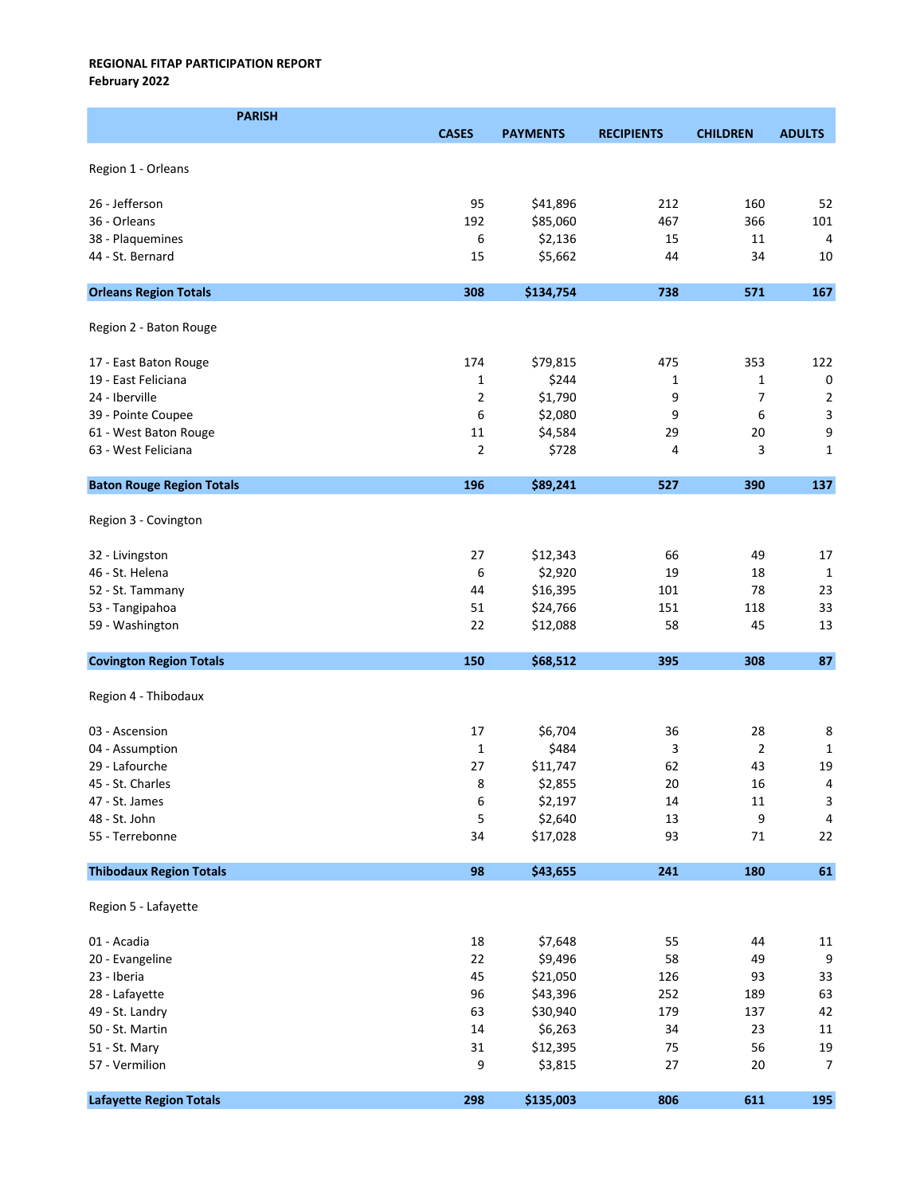**REGIONAL FITAP PARTICIPATION REPORT**
**February 2022**

| PARISH | CASES | PAYMENTS | RECIPIENTS | CHILDREN | ADULTS |
|---|---|---|---|---|---|
| Region 1 - Orleans | | | | | |
| 26 - Jefferson | 95 | $41,896 | 212 | 160 | 52 |
| 36 - Orleans | 192 | $85,060 | 467 | 366 | 101 |
| 38 - Plaquemines | 6 | $2,136 | 15 | 11 | 4 |
| 44 - St. Bernard | 15 | $5,662 | 44 | 34 | 10 |
| **Orleans Region Totals** | **308** | **$134,754** | **738** | **571** | **167** |
| Region 2 - Baton Rouge | | | | | |
| 17 - East Baton Rouge | 174 | $79,815 | 475 | 353 | 122 |
| 19 - East Feliciana | 1 | $244 | 1 | 1 | 0 |
| 24 - Iberville | 2 | $1,790 | 9 | 7 | 2 |
| 39 - Pointe Coupee | 6 | $2,080 | 9 | 6 | 3 |
| 61 - West Baton Rouge | 11 | $4,584 | 29 | 20 | 9 |
| 63 - West Feliciana | 2 | $728 | 4 | 3 | 1 |
| **Baton Rouge Region Totals** | **196** | **$89,241** | **527** | **390** | **137** |
| Region 3 - Covington | | | | | |
| 32 - Livingston | 27 | $12,343 | 66 | 49 | 17 |
| 46 - St. Helena | 6 | $2,920 | 19 | 18 | 1 |
| 52 - St. Tammany | 44 | $16,395 | 101 | 78 | 23 |
| 53 - Tangipahoa | 51 | $24,766 | 151 | 118 | 33 |
| 59 - Washington | 22 | $12,088 | 58 | 45 | 13 |
| **Covington Region Totals** | **150** | **$68,512** | **395** | **308** | **87** |
| Region 4 - Thibodaux | | | | | |
| 03 - Ascension | 17 | $6,704 | 36 | 28 | 8 |
| 04 - Assumption | 1 | $484 | 3 | 2 | 1 |
| 29 - Lafourche | 27 | $11,747 | 62 | 43 | 19 |
| 45 - St. Charles | 8 | $2,855 | 20 | 16 | 4 |
| 47 - St. James | 6 | $2,197 | 14 | 11 | 3 |
| 48 - St. John | 5 | $2,640 | 13 | 9 | 4 |
| 55 - Terrebonne | 34 | $17,028 | 93 | 71 | 22 |
| **Thibodaux Region Totals** | **98** | **$43,655** | **241** | **180** | **61** |
| Region 5 - Lafayette | | | | | |
| 01 - Acadia | 18 | $7,648 | 55 | 44 | 11 |
| 20 - Evangeline | 22 | $9,496 | 58 | 49 | 9 |
| 23 - Iberia | 45 | $21,050 | 126 | 93 | 33 |
| 28 - Lafayette | 96 | $43,396 | 252 | 189 | 63 |
| 49 - St. Landry | 63 | $30,940 | 179 | 137 | 42 |
| 50 - St. Martin | 14 | $6,263 | 34 | 23 | 11 |
| 51 - St. Mary | 31 | $12,395 | 75 | 56 | 19 |
| 57 - Vermilion | 9 | $3,815 | 27 | 20 | 7 |
| **Lafayette Region Totals** | **298** | **$135,003** | **806** | **611** | **195** |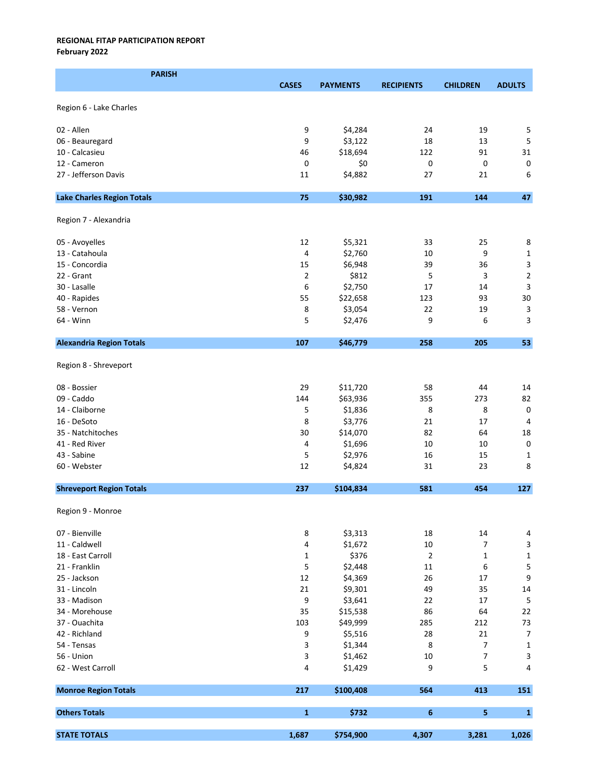**REGIONAL FITAP PARTICIPATION REPORT**
**February 2022**

| PARISH | CASES | PAYMENTS | RECIPIENTS | CHILDREN | ADULTS |
|---|---|---|---|---|---|
| Region 6 - Lake Charles | | | | | |
| 02 - Allen | 9 | $4,284 | 24 | 19 | 5 |
| 06 - Beauregard | 9 | $3,122 | 18 | 13 | 5 |
| 10 - Calcasieu | 46 | $18,694 | 122 | 91 | 31 |
| 12 - Cameron | 0 | $0 | 0 | 0 | 0 |
| 27 - Jefferson Davis | 11 | $4,882 | 27 | 21 | 6 |
| **Lake Charles Region Totals** | **75** | **$30,982** | **191** | **144** | **47** |
| Region 7 - Alexandria | | | | | |
| 05 - Avoyelles | 12 | $5,321 | 33 | 25 | 8 |
| 13 - Catahoula | 4 | $2,760 | 10 | 9 | 1 |
| 15 - Concordia | 15 | $6,948 | 39 | 36 | 3 |
| 22 - Grant | 2 | $812 | 5 | 3 | 2 |
| 30 - Lasalle | 6 | $2,750 | 17 | 14 | 3 |
| 40 - Rapides | 55 | $22,658 | 123 | 93 | 30 |
| 58 - Vernon | 8 | $3,054 | 22 | 19 | 3 |
| 64 - Winn | 5 | $2,476 | 9 | 6 | 3 |
| **Alexandria Region Totals** | **107** | **$46,779** | **258** | **205** | **53** |
| Region 8 - Shreveport | | | | | |
| 08 - Bossier | 29 | $11,720 | 58 | 44 | 14 |
| 09 - Caddo | 144 | $63,936 | 355 | 273 | 82 |
| 14 - Claiborne | 5 | $1,836 | 8 | 8 | 0 |
| 16 - DeSoto | 8 | $3,776 | 21 | 17 | 4 |
| 35 - Natchitoches | 30 | $14,070 | 82 | 64 | 18 |
| 41 - Red River | 4 | $1,696 | 10 | 10 | 0 |
| 43 - Sabine | 5 | $2,976 | 16 | 15 | 1 |
| 60 - Webster | 12 | $4,824 | 31 | 23 | 8 |
| **Shreveport Region Totals** | **237** | **$104,834** | **581** | **454** | **127** |
| Region 9 - Monroe | | | | | |
| 07 - Bienville | 8 | $3,313 | 18 | 14 | 4 |
| 11 - Caldwell | 4 | $1,672 | 10 | 7 | 3 |
| 18 - East Carroll | 1 | $376 | 2 | 1 | 1 |
| 21 - Franklin | 5 | $2,448 | 11 | 6 | 5 |
| 25 - Jackson | 12 | $4,369 | 26 | 17 | 9 |
| 31 - Lincoln | 21 | $9,301 | 49 | 35 | 14 |
| 33 - Madison | 9 | $3,641 | 22 | 17 | 5 |
| 34 - Morehouse | 35 | $15,538 | 86 | 64 | 22 |
| 37 - Ouachita | 103 | $49,999 | 285 | 212 | 73 |
| 42 - Richland | 9 | $5,516 | 28 | 21 | 7 |
| 54 - Tensas | 3 | $1,344 | 8 | 7 | 1 |
| 56 - Union | 3 | $1,462 | 10 | 7 | 3 |
| 62 - West Carroll | 4 | $1,429 | 9 | 5 | 4 |
| **Monroe Region Totals** | **217** | **$100,408** | **564** | **413** | **151** |
| **Others Totals** | **1** | **$732** | **6** | **5** | **1** |
| **STATE TOTALS** | **1,687** | **$754,900** | **4,307** | **3,281** | **1,026** |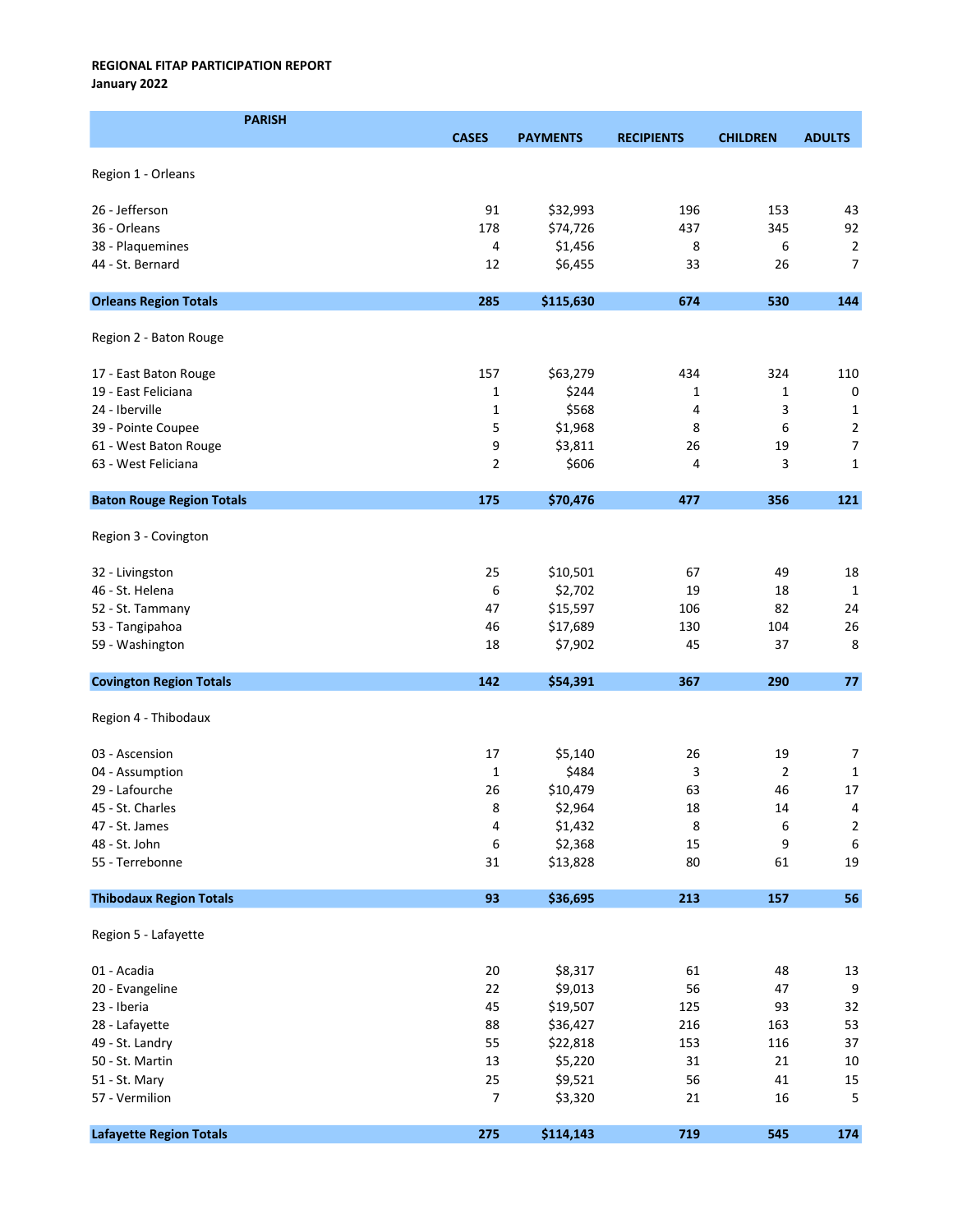**REGIONAL FITAP PARTICIPATION REPORT**
**January 2022**

| PARISH | CASES | PAYMENTS | RECIPIENTS | CHILDREN | ADULTS |
|---|---|---|---|---|---|
| Region 1 - Orleans | | | | | |
| 26 - Jefferson | 91 | $32,993 | 196 | 153 | 43 |
| 36 - Orleans | 178 | $74,726 | 437 | 345 | 92 |
| 38 - Plaquemines | 4 | $1,456 | 8 | 6 | 2 |
| 44 - St. Bernard | 12 | $6,455 | 33 | 26 | 7 |
| **Orleans Region Totals** | **285** | **$115,630** | **674** | **530** | **144** |
| Region 2 - Baton Rouge | | | | | |
| 17 - East Baton Rouge | 157 | $63,279 | 434 | 324 | 110 |
| 19 - East Feliciana | 1 | $244 | 1 | 1 | 0 |
| 24 - Iberville | 1 | $568 | 4 | 3 | 1 |
| 39 - Pointe Coupee | 5 | $1,968 | 8 | 6 | 2 |
| 61 - West Baton Rouge | 9 | $3,811 | 26 | 19 | 7 |
| 63 - West Feliciana | 2 | $606 | 4 | 3 | 1 |
| **Baton Rouge Region Totals** | **175** | **$70,476** | **477** | **356** | **121** |
| Region 3 - Covington | | | | | |
| 32 - Livingston | 25 | $10,501 | 67 | 49 | 18 |
| 46 - St. Helena | 6 | $2,702 | 19 | 18 | 1 |
| 52 - St. Tammany | 47 | $15,597 | 106 | 82 | 24 |
| 53 - Tangipahoa | 46 | $17,689 | 130 | 104 | 26 |
| 59 - Washington | 18 | $7,902 | 45 | 37 | 8 |
| **Covington Region Totals** | **142** | **$54,391** | **367** | **290** | **77** |
| Region 4 - Thibodaux | | | | | |
| 03 - Ascension | 17 | $5,140 | 26 | 19 | 7 |
| 04 - Assumption | 1 | $484 | 3 | 2 | 1 |
| 29 - Lafourche | 26 | $10,479 | 63 | 46 | 17 |
| 45 - St. Charles | 8 | $2,964 | 18 | 14 | 4 |
| 47 - St. James | 4 | $1,432 | 8 | 6 | 2 |
| 48 - St. John | 6 | $2,368 | 15 | 9 | 6 |
| 55 - Terrebonne | 31 | $13,828 | 80 | 61 | 19 |
| **Thibodaux Region Totals** | **93** | **$36,695** | **213** | **157** | **56** |
| Region 5 - Lafayette | | | | | |
| 01 - Acadia | 20 | $8,317 | 61 | 48 | 13 |
| 20 - Evangeline | 22 | $9,013 | 56 | 47 | 9 |
| 23 - Iberia | 45 | $19,507 | 125 | 93 | 32 |
| 28 - Lafayette | 88 | $36,427 | 216 | 163 | 53 |
| 49 - St. Landry | 55 | $22,818 | 153 | 116 | 37 |
| 50 - St. Martin | 13 | $5,220 | 31 | 21 | 10 |
| 51 - St. Mary | 25 | $9,521 | 56 | 41 | 15 |
| 57 - Vermilion | 7 | $3,320 | 21 | 16 | 5 |
| **Lafayette Region Totals** | **275** | **$114,143** | **719** | **545** | **174** |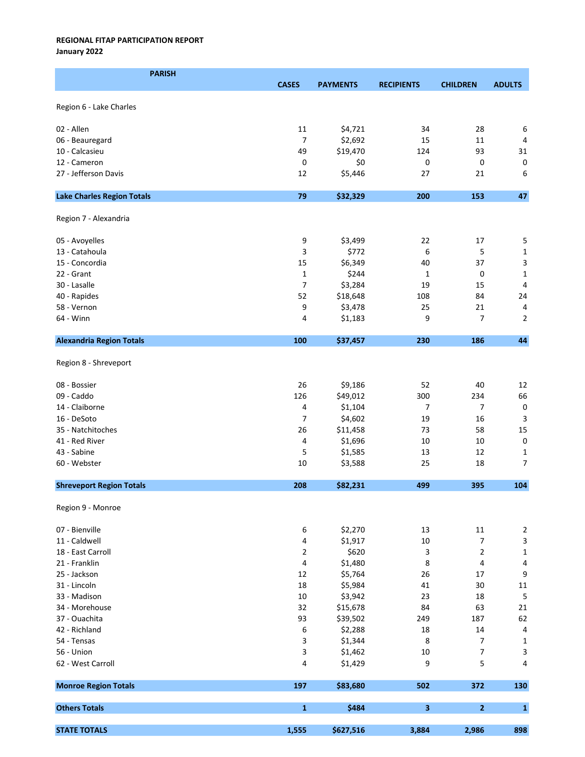**REGIONAL FITAP PARTICIPATION REPORT**
**January 2022**

| PARISH | CASES | PAYMENTS | RECIPIENTS | CHILDREN | ADULTS |
|---|---|---|---|---|---|
| Region 6 - Lake Charles | | | | | |
| 02 - Allen | 11 | $4,721 | 34 | 28 | 6 |
| 06 - Beauregard | 7 | $2,692 | 15 | 11 | 4 |
| 10 - Calcasieu | 49 | $19,470 | 124 | 93 | 31 |
| 12 - Cameron | 0 | $0 | 0 | 0 | 0 |
| 27 - Jefferson Davis | 12 | $5,446 | 27 | 21 | 6 |
| **Lake Charles Region Totals** | **79** | **$32,329** | **200** | **153** | **47** |
| Region 7 - Alexandria | | | | | |
| 05 - Avoyelles | 9 | $3,499 | 22 | 17 | 5 |
| 13 - Catahoula | 3 | $772 | 6 | 5 | 1 |
| 15 - Concordia | 15 | $6,349 | 40 | 37 | 3 |
| 22 - Grant | 1 | $244 | 1 | 0 | 1 |
| 30 - Lasalle | 7 | $3,284 | 19 | 15 | 4 |
| 40 - Rapides | 52 | $18,648 | 108 | 84 | 24 |
| 58 - Vernon | 9 | $3,478 | 25 | 21 | 4 |
| 64 - Winn | 4 | $1,183 | 9 | 7 | 2 |
| **Alexandria Region Totals** | **100** | **$37,457** | **230** | **186** | **44** |
| Region 8 - Shreveport | | | | | |
| 08 - Bossier | 26 | $9,186 | 52 | 40 | 12 |
| 09 - Caddo | 126 | $49,012 | 300 | 234 | 66 |
| 14 - Claiborne | 4 | $1,104 | 7 | 7 | 0 |
| 16 - DeSoto | 7 | $4,602 | 19 | 16 | 3 |
| 35 - Natchitoches | 26 | $11,458 | 73 | 58 | 15 |
| 41 - Red River | 4 | $1,696 | 10 | 10 | 0 |
| 43 - Sabine | 5 | $1,585 | 13 | 12 | 1 |
| 60 - Webster | 10 | $3,588 | 25 | 18 | 7 |
| **Shreveport Region Totals** | **208** | **$82,231** | **499** | **395** | **104** |
| Region 9 - Monroe | | | | | |
| 07 - Bienville | 6 | $2,270 | 13 | 11 | 2 |
| 11 - Caldwell | 4 | $1,917 | 10 | 7 | 3 |
| 18 - East Carroll | 2 | $620 | 3 | 2 | 1 |
| 21 - Franklin | 4 | $1,480 | 8 | 4 | 4 |
| 25 - Jackson | 12 | $5,764 | 26 | 17 | 9 |
| 31 - Lincoln | 18 | $5,984 | 41 | 30 | 11 |
| 33 - Madison | 10 | $3,942 | 23 | 18 | 5 |
| 34 - Morehouse | 32 | $15,678 | 84 | 63 | 21 |
| 37 - Ouachita | 93 | $39,502 | 249 | 187 | 62 |
| 42 - Richland | 6 | $2,288 | 18 | 14 | 4 |
| 54 - Tensas | 3 | $1,344 | 8 | 7 | 1 |
| 56 - Union | 3 | $1,462 | 10 | 7 | 3 |
| 62 - West Carroll | 4 | $1,429 | 9 | 5 | 4 |
| **Monroe Region Totals** | **197** | **$83,680** | **502** | **372** | **130** |
| **Others Totals** | **1** | **$484** | **3** | **2** | **1** |
| **STATE TOTALS** | **1,555** | **$627,516** | **3,884** | **2,986** | **898** |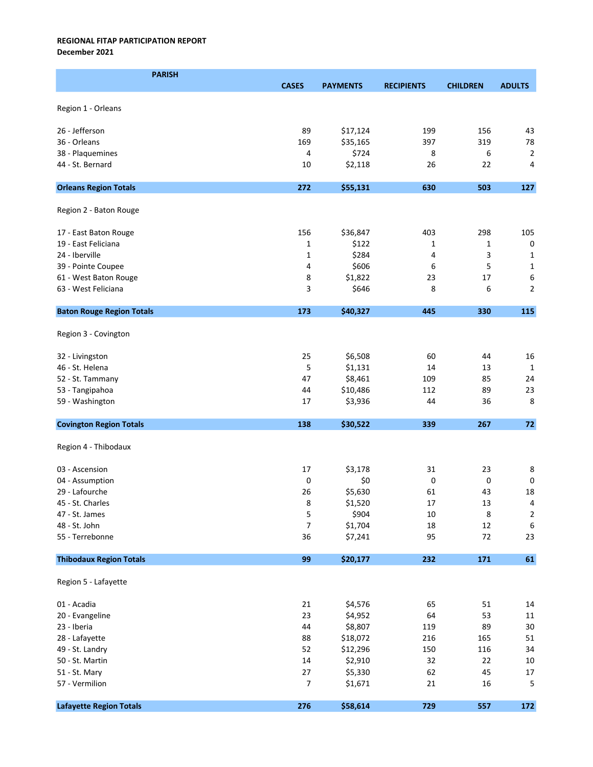**REGIONAL FITAP PARTICIPATION REPORT**
**December 2021**

| PARISH | CASES | PAYMENTS | RECIPIENTS | CHILDREN | ADULTS |
|---|---|---|---|---|---|
| Region 1 - Orleans | | | | | |
| 26 - Jefferson | 89 | $17,124 | 199 | 156 | 43 |
| 36 - Orleans | 169 | $35,165 | 397 | 319 | 78 |
| 38 - Plaquemines | 4 | $724 | 8 | 6 | 2 |
| 44 - St. Bernard | 10 | $2,118 | 26 | 22 | 4 |
| **Orleans Region Totals** | **272** | **$55,131** | **630** | **503** | **127** |
| Region 2 - Baton Rouge | | | | | |
| 17 - East Baton Rouge | 156 | $36,847 | 403 | 298 | 105 |
| 19 - East Feliciana | 1 | $122 | 1 | 1 | 0 |
| 24 - Iberville | 1 | $284 | 4 | 3 | 1 |
| 39 - Pointe Coupee | 4 | $606 | 6 | 5 | 1 |
| 61 - West Baton Rouge | 8 | $1,822 | 23 | 17 | 6 |
| 63 - West Feliciana | 3 | $646 | 8 | 6 | 2 |
| **Baton Rouge Region Totals** | **173** | **$40,327** | **445** | **330** | **115** |
| Region 3 - Covington | | | | | |
| 32 - Livingston | 25 | $6,508 | 60 | 44 | 16 |
| 46 - St. Helena | 5 | $1,131 | 14 | 13 | 1 |
| 52 - St. Tammany | 47 | $8,461 | 109 | 85 | 24 |
| 53 - Tangipahoa | 44 | $10,486 | 112 | 89 | 23 |
| 59 - Washington | 17 | $3,936 | 44 | 36 | 8 |
| **Covington Region Totals** | **138** | **$30,522** | **339** | **267** | **72** |
| Region 4 - Thibodaux | | | | | |
| 03 - Ascension | 17 | $3,178 | 31 | 23 | 8 |
| 04 - Assumption | 0 | $0 | 0 | 0 | 0 |
| 29 - Lafourche | 26 | $5,630 | 61 | 43 | 18 |
| 45 - St. Charles | 8 | $1,520 | 17 | 13 | 4 |
| 47 - St. James | 5 | $904 | 10 | 8 | 2 |
| 48 - St. John | 7 | $1,704 | 18 | 12 | 6 |
| 55 - Terrebonne | 36 | $7,241 | 95 | 72 | 23 |
| **Thibodaux Region Totals** | **99** | **$20,177** | **232** | **171** | **61** |
| Region 5 - Lafayette | | | | | |
| 01 - Acadia | 21 | $4,576 | 65 | 51 | 14 |
| 20 - Evangeline | 23 | $4,952 | 64 | 53 | 11 |
| 23 - Iberia | 44 | $8,807 | 119 | 89 | 30 |
| 28 - Lafayette | 88 | $18,072 | 216 | 165 | 51 |
| 49 - St. Landry | 52 | $12,296 | 150 | 116 | 34 |
| 50 - St. Martin | 14 | $2,910 | 32 | 22 | 10 |
| 51 - St. Mary | 27 | $5,330 | 62 | 45 | 17 |
| 57 - Vermilion | 7 | $1,671 | 21 | 16 | 5 |
| **Lafayette Region Totals** | **276** | **$58,614** | **729** | **557** | **172** |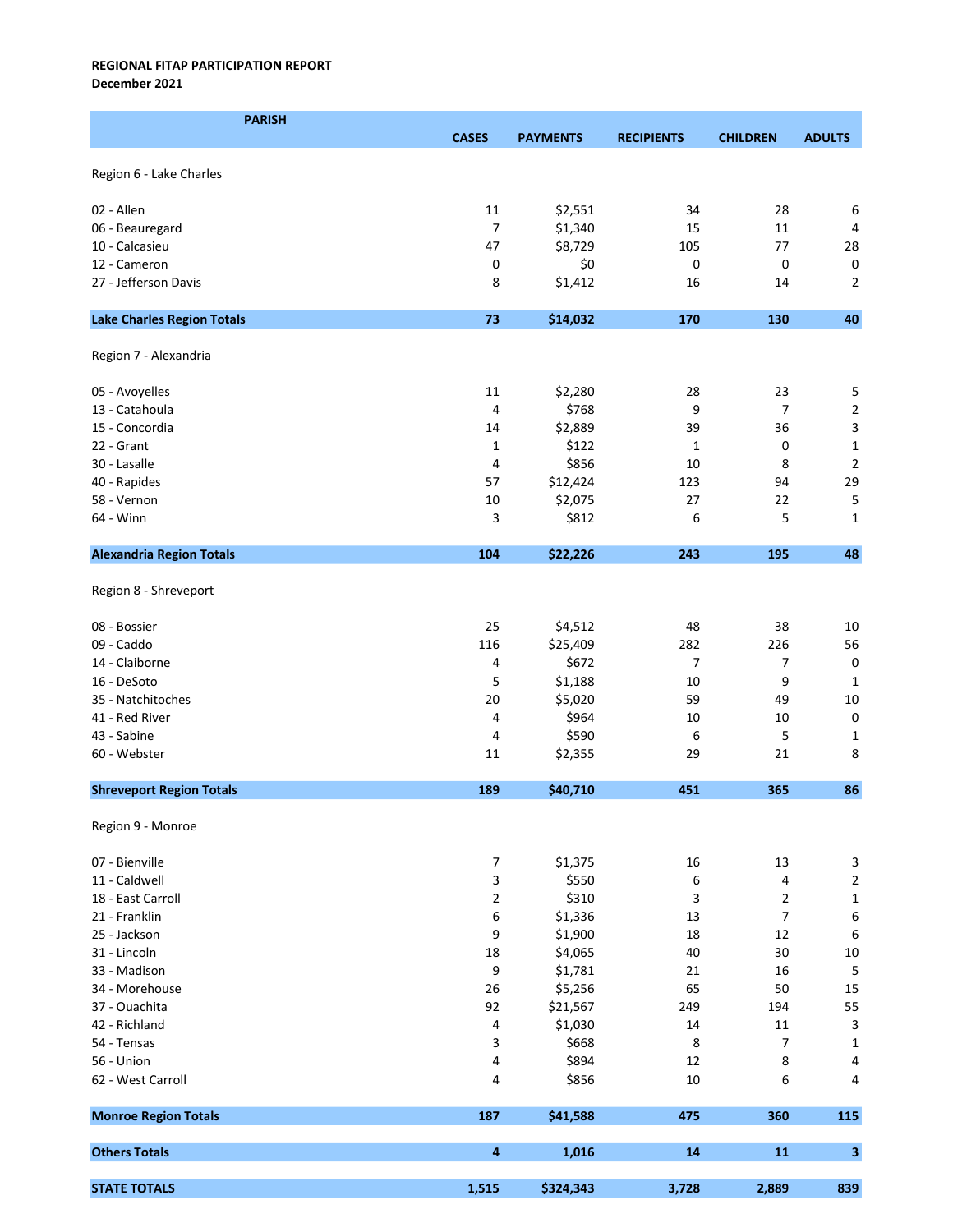**REGIONAL FITAP PARTICIPATION REPORT**
**December 2021**

| PARISH | CASES | PAYMENTS | RECIPIENTS | CHILDREN | ADULTS |
|---|---|---|---|---|---|
| Region 6 - Lake Charles | | | | | |
| 02 - Allen | 11 | $2,551 | 34 | 28 | 6 |
| 06 - Beauregard | 7 | $1,340 | 15 | 11 | 4 |
| 10 - Calcasieu | 47 | $8,729 | 105 | 77 | 28 |
| 12 - Cameron | 0 | $0 | 0 | 0 | 0 |
| 27 - Jefferson Davis | 8 | $1,412 | 16 | 14 | 2 |
| **Lake Charles Region Totals** | **73** | **$14,032** | **170** | **130** | **40** |
| Region 7 - Alexandria | | | | | |
| 05 - Avoyelles | 11 | $2,280 | 28 | 23 | 5 |
| 13 - Catahoula | 4 | $768 | 9 | 7 | 2 |
| 15 - Concordia | 14 | $2,889 | 39 | 36 | 3 |
| 22 - Grant | 1 | $122 | 1 | 0 | 1 |
| 30 - Lasalle | 4 | $856 | 10 | 8 | 2 |
| 40 - Rapides | 57 | $12,424 | 123 | 94 | 29 |
| 58 - Vernon | 10 | $2,075 | 27 | 22 | 5 |
| 64 - Winn | 3 | $812 | 6 | 5 | 1 |
| **Alexandria Region Totals** | **104** | **$22,226** | **243** | **195** | **48** |
| Region 8 - Shreveport | | | | | |
| 08 - Bossier | 25 | $4,512 | 48 | 38 | 10 |
| 09 - Caddo | 116 | $25,409 | 282 | 226 | 56 |
| 14 - Claiborne | 4 | $672 | 7 | 7 | 0 |
| 16 - DeSoto | 5 | $1,188 | 10 | 9 | 1 |
| 35 - Natchitoches | 20 | $5,020 | 59 | 49 | 10 |
| 41 - Red River | 4 | $964 | 10 | 10 | 0 |
| 43 - Sabine | 4 | $590 | 6 | 5 | 1 |
| 60 - Webster | 11 | $2,355 | 29 | 21 | 8 |
| **Shreveport Region Totals** | **189** | **$40,710** | **451** | **365** | **86** |
| Region 9 - Monroe | | | | | |
| 07 - Bienville | 7 | $1,375 | 16 | 13 | 3 |
| 11 - Caldwell | 3 | $550 | 6 | 4 | 2 |
| 18 - East Carroll | 2 | $310 | 3 | 2 | 1 |
| 21 - Franklin | 6 | $1,336 | 13 | 7 | 6 |
| 25 - Jackson | 9 | $1,900 | 18 | 12 | 6 |
| 31 - Lincoln | 18 | $4,065 | 40 | 30 | 10 |
| 33 - Madison | 9 | $1,781 | 21 | 16 | 5 |
| 34 - Morehouse | 26 | $5,256 | 65 | 50 | 15 |
| 37 - Ouachita | 92 | $21,567 | 249 | 194 | 55 |
| 42 - Richland | 4 | $1,030 | 14 | 11 | 3 |
| 54 - Tensas | 3 | $668 | 8 | 7 | 1 |
| 56 - Union | 4 | $894 | 12 | 8 | 4 |
| 62 - West Carroll | 4 | $856 | 10 | 6 | 4 |
| **Monroe Region Totals** | **187** | **$41,588** | **475** | **360** | **115** |
| **Others Totals** | **4** | **1,016** | **14** | **11** | **3** |
| **STATE TOTALS** | **1,515** | **$324,343** | **3,728** | **2,889** | **839** |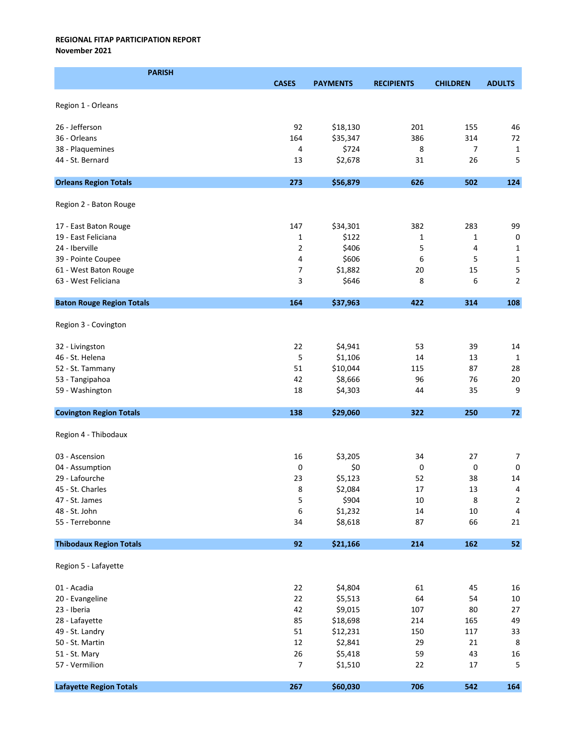**REGIONAL FITAP PARTICIPATION REPORT**
**November 2021**

| PARISH | CASES | PAYMENTS | RECIPIENTS | CHILDREN | ADULTS |
|---|---|---|---|---|---|
| Region 1 - Orleans | | | | | |
| 26 - Jefferson | 92 | $18,130 | 201 | 155 | 46 |
| 36 - Orleans | 164 | $35,347 | 386 | 314 | 72 |
| 38 - Plaquemines | 4 | $724 | 8 | 7 | 1 |
| 44 - St. Bernard | 13 | $2,678 | 31 | 26 | 5 |
| **Orleans Region Totals** | **273** | **$56,879** | **626** | **502** | **124** |
| Region 2 - Baton Rouge | | | | | |
| 17 - East Baton Rouge | 147 | $34,301 | 382 | 283 | 99 |
| 19 - East Feliciana | 1 | $122 | 1 | 1 | 0 |
| 24 - Iberville | 2 | $406 | 5 | 4 | 1 |
| 39 - Pointe Coupee | 4 | $606 | 6 | 5 | 1 |
| 61 - West Baton Rouge | 7 | $1,882 | 20 | 15 | 5 |
| 63 - West Feliciana | 3 | $646 | 8 | 6 | 2 |
| **Baton Rouge Region Totals** | **164** | **$37,963** | **422** | **314** | **108** |
| Region 3 - Covington | | | | | |
| 32 - Livingston | 22 | $4,941 | 53 | 39 | 14 |
| 46 - St. Helena | 5 | $1,106 | 14 | 13 | 1 |
| 52 - St. Tammany | 51 | $10,044 | 115 | 87 | 28 |
| 53 - Tangipahoa | 42 | $8,666 | 96 | 76 | 20 |
| 59 - Washington | 18 | $4,303 | 44 | 35 | 9 |
| **Covington Region Totals** | **138** | **$29,060** | **322** | **250** | **72** |
| Region 4 - Thibodaux | | | | | |
| 03 - Ascension | 16 | $3,205 | 34 | 27 | 7 |
| 04 - Assumption | 0 | $0 | 0 | 0 | 0 |
| 29 - Lafourche | 23 | $5,123 | 52 | 38 | 14 |
| 45 - St. Charles | 8 | $2,084 | 17 | 13 | 4 |
| 47 - St. James | 5 | $904 | 10 | 8 | 2 |
| 48 - St. John | 6 | $1,232 | 14 | 10 | 4 |
| 55 - Terrebonne | 34 | $8,618 | 87 | 66 | 21 |
| **Thibodaux Region Totals** | **92** | **$21,166** | **214** | **162** | **52** |
| Region 5 - Lafayette | | | | | |
| 01 - Acadia | 22 | $4,804 | 61 | 45 | 16 |
| 20 - Evangeline | 22 | $5,513 | 64 | 54 | 10 |
| 23 - Iberia | 42 | $9,015 | 107 | 80 | 27 |
| 28 - Lafayette | 85 | $18,698 | 214 | 165 | 49 |
| 49 - St. Landry | 51 | $12,231 | 150 | 117 | 33 |
| 50 - St. Martin | 12 | $2,841 | 29 | 21 | 8 |
| 51 - St. Mary | 26 | $5,418 | 59 | 43 | 16 |
| 57 - Vermilion | 7 | $1,510 | 22 | 17 | 5 |
| **Lafayette Region Totals** | **267** | **$60,030** | **706** | **542** | **164** |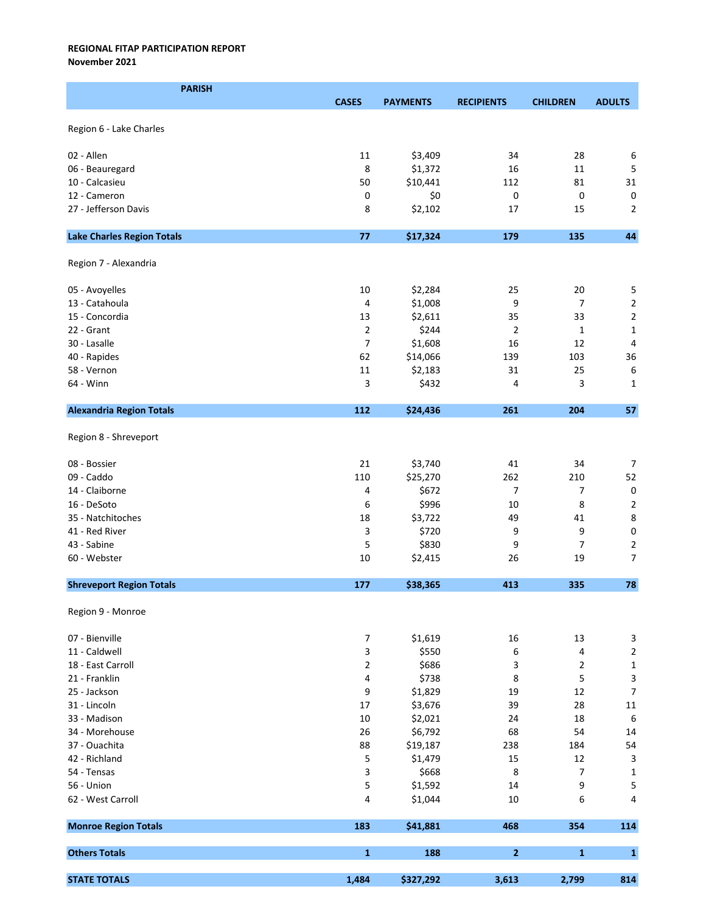**REGIONAL FITAP PARTICIPATION REPORT**
**November 2021**

| PARISH | CASES | PAYMENTS | RECIPIENTS | CHILDREN | ADULTS |
|---|---|---|---|---|---|
| Region 6 - Lake Charles | | | | | |
| 02 - Allen | 11 | $3,409 | 34 | 28 | 6 |
| 06 - Beauregard | 8 | $1,372 | 16 | 11 | 5 |
| 10 - Calcasieu | 50 | $10,441 | 112 | 81 | 31 |
| 12 - Cameron | 0 | $0 | 0 | 0 | 0 |
| 27 - Jefferson Davis | 8 | $2,102 | 17 | 15 | 2 |
| **Lake Charles Region Totals** | **77** | **$17,324** | **179** | **135** | **44** |
| Region 7 - Alexandria | | | | | |
| 05 - Avoyelles | 10 | $2,284 | 25 | 20 | 5 |
| 13 - Catahoula | 4 | $1,008 | 9 | 7 | 2 |
| 15 - Concordia | 13 | $2,611 | 35 | 33 | 2 |
| 22 - Grant | 2 | $244 | 2 | 1 | 1 |
| 30 - Lasalle | 7 | $1,608 | 16 | 12 | 4 |
| 40 - Rapides | 62 | $14,066 | 139 | 103 | 36 |
| 58 - Vernon | 11 | $2,183 | 31 | 25 | 6 |
| 64 - Winn | 3 | $432 | 4 | 3 | 1 |
| **Alexandria Region Totals** | **112** | **$24,436** | **261** | **204** | **57** |
| Region 8 - Shreveport | | | | | |
| 08 - Bossier | 21 | $3,740 | 41 | 34 | 7 |
| 09 - Caddo | 110 | $25,270 | 262 | 210 | 52 |
| 14 - Claiborne | 4 | $672 | 7 | 7 | 0 |
| 16 - DeSoto | 6 | $996 | 10 | 8 | 2 |
| 35 - Natchitoches | 18 | $3,722 | 49 | 41 | 8 |
| 41 - Red River | 3 | $720 | 9 | 9 | 0 |
| 43 - Sabine | 5 | $830 | 9 | 7 | 2 |
| 60 - Webster | 10 | $2,415 | 26 | 19 | 7 |
| **Shreveport Region Totals** | **177** | **$38,365** | **413** | **335** | **78** |
| Region 9 - Monroe | | | | | |
| 07 - Bienville | 7 | $1,619 | 16 | 13 | 3 |
| 11 - Caldwell | 3 | $550 | 6 | 4 | 2 |
| 18 - East Carroll | 2 | $686 | 3 | 2 | 1 |
| 21 - Franklin | 4 | $738 | 8 | 5 | 3 |
| 25 - Jackson | 9 | $1,829 | 19 | 12 | 7 |
| 31 - Lincoln | 17 | $3,676 | 39 | 28 | 11 |
| 33 - Madison | 10 | $2,021 | 24 | 18 | 6 |
| 34 - Morehouse | 26 | $6,792 | 68 | 54 | 14 |
| 37 - Ouachita | 88 | $19,187 | 238 | 184 | 54 |
| 42 - Richland | 5 | $1,479 | 15 | 12 | 3 |
| 54 - Tensas | 3 | $668 | 8 | 7 | 1 |
| 56 - Union | 5 | $1,592 | 14 | 9 | 5 |
| 62 - West Carroll | 4 | $1,044 | 10 | 6 | 4 |
| **Monroe Region Totals** | **183** | **$41,881** | **468** | **354** | **114** |
| **Others Totals** | **1** | **188** | **2** | **1** | **1** |
| **STATE TOTALS** | **1,484** | **$327,292** | **3,613** | **2,799** | **814** |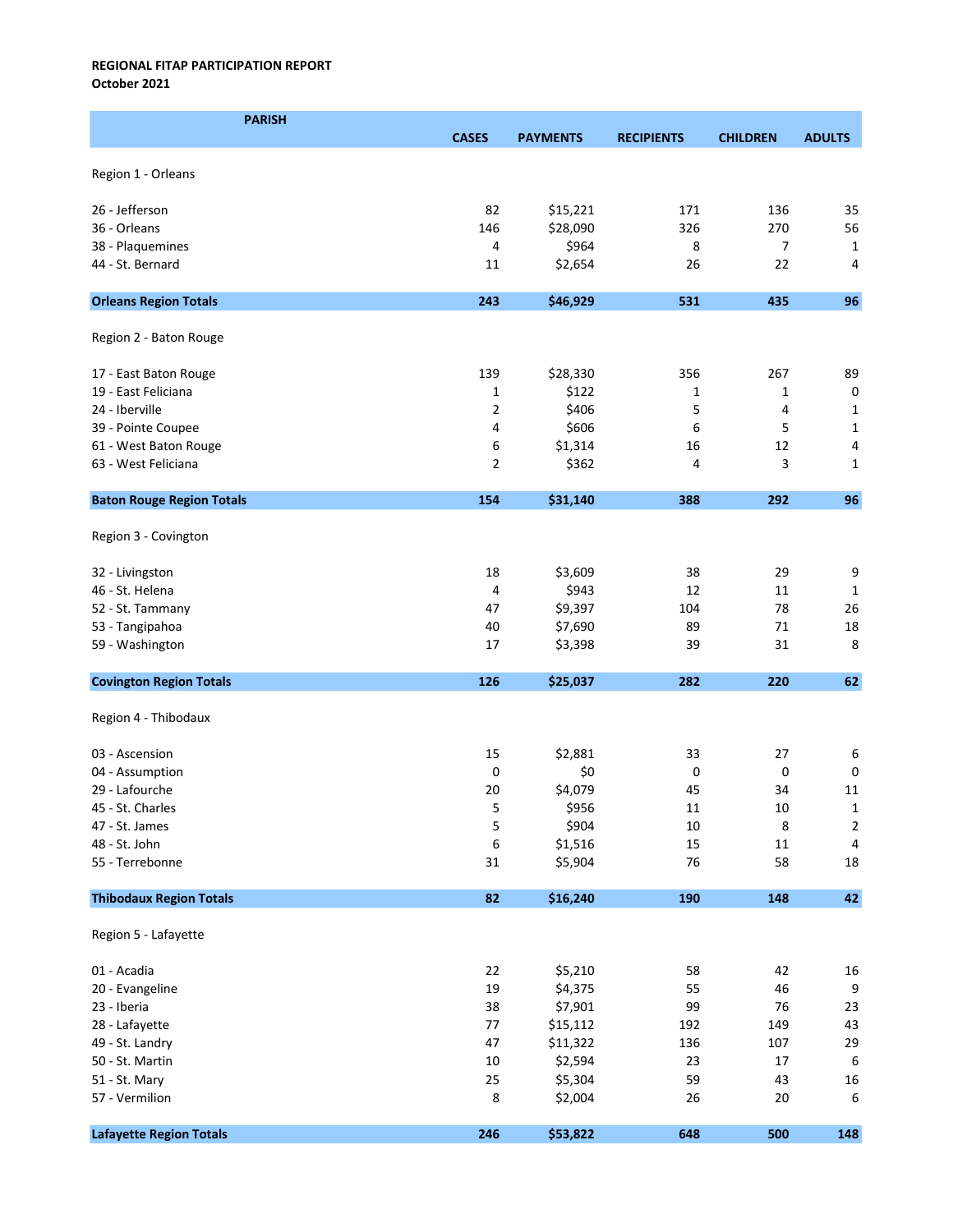**REGIONAL FITAP PARTICIPATION REPORT**
**October 2021**

| PARISH | CASES | PAYMENTS | RECIPIENTS | CHILDREN | ADULTS |
|---|---|---|---|---|---|
| Region 1 - Orleans | | | | | |
| 26 - Jefferson | 82 | $15,221 | 171 | 136 | 35 |
| 36 - Orleans | 146 | $28,090 | 326 | 270 | 56 |
| 38 - Plaquemines | 4 | $964 | 8 | 7 | 1 |
| 44 - St. Bernard | 11 | $2,654 | 26 | 22 | 4 |
| **Orleans Region Totals** | **243** | **$46,929** | **531** | **435** | **96** |
| Region 2 - Baton Rouge | | | | | |
| 17 - East Baton Rouge | 139 | $28,330 | 356 | 267 | 89 |
| 19 - East Feliciana | 1 | $122 | 1 | 1 | 0 |
| 24 - Iberville | 2 | $406 | 5 | 4 | 1 |
| 39 - Pointe Coupee | 4 | $606 | 6 | 5 | 1 |
| 61 - West Baton Rouge | 6 | $1,314 | 16 | 12 | 4 |
| 63 - West Feliciana | 2 | $362 | 4 | 3 | 1 |
| **Baton Rouge Region Totals** | **154** | **$31,140** | **388** | **292** | **96** |
| Region 3 - Covington | | | | | |
| 32 - Livingston | 18 | $3,609 | 38 | 29 | 9 |
| 46 - St. Helena | 4 | $943 | 12 | 11 | 1 |
| 52 - St. Tammany | 47 | $9,397 | 104 | 78 | 26 |
| 53 - Tangipahoa | 40 | $7,690 | 89 | 71 | 18 |
| 59 - Washington | 17 | $3,398 | 39 | 31 | 8 |
| **Covington Region Totals** | **126** | **$25,037** | **282** | **220** | **62** |
| Region 4 - Thibodaux | | | | | |
| 03 - Ascension | 15 | $2,881 | 33 | 27 | 6 |
| 04 - Assumption | 0 | $0 | 0 | 0 | 0 |
| 29 - Lafourche | 20 | $4,079 | 45 | 34 | 11 |
| 45 - St. Charles | 5 | $956 | 11 | 10 | 1 |
| 47 - St. James | 5 | $904 | 10 | 8 | 2 |
| 48 - St. John | 6 | $1,516 | 15 | 11 | 4 |
| 55 - Terrebonne | 31 | $5,904 | 76 | 58 | 18 |
| **Thibodaux Region Totals** | **82** | **$16,240** | **190** | **148** | **42** |
| Region 5 - Lafayette | | | | | |
| 01 - Acadia | 22 | $5,210 | 58 | 42 | 16 |
| 20 - Evangeline | 19 | $4,375 | 55 | 46 | 9 |
| 23 - Iberia | 38 | $7,901 | 99 | 76 | 23 |
| 28 - Lafayette | 77 | $15,112 | 192 | 149 | 43 |
| 49 - St. Landry | 47 | $11,322 | 136 | 107 | 29 |
| 50 - St. Martin | 10 | $2,594 | 23 | 17 | 6 |
| 51 - St. Mary | 25 | $5,304 | 59 | 43 | 16 |
| 57 - Vermilion | 8 | $2,004 | 26 | 20 | 6 |
| **Lafayette Region Totals** | **246** | **$53,822** | **648** | **500** | **148** |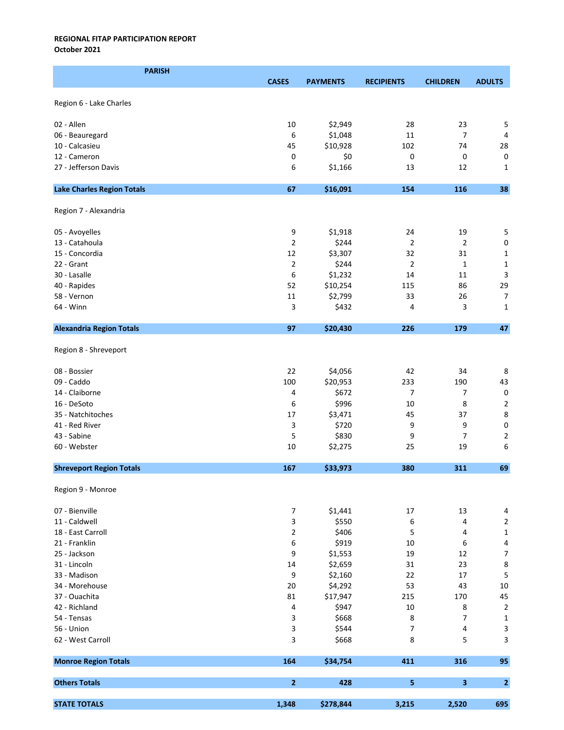**REGIONAL FITAP PARTICIPATION REPORT**
**October 2021**

| PARISH | CASES | PAYMENTS | RECIPIENTS | CHILDREN | ADULTS |
|---|---|---|---|---|---|
| Region 6 - Lake Charles | | | | | |
| 02 - Allen | 10 | $2,949 | 28 | 23 | 5 |
| 06 - Beauregard | 6 | $1,048 | 11 | 7 | 4 |
| 10 - Calcasieu | 45 | $10,928 | 102 | 74 | 28 |
| 12 - Cameron | 0 | $0 | 0 | 0 | 0 |
| 27 - Jefferson Davis | 6 | $1,166 | 13 | 12 | 1 |
| **Lake Charles Region Totals** | **67** | **$16,091** | **154** | **116** | **38** |
| Region 7 - Alexandria | | | | | |
| 05 - Avoyelles | 9 | $1,918 | 24 | 19 | 5 |
| 13 - Catahoula | 2 | $244 | 2 | 2 | 0 |
| 15 - Concordia | 12 | $3,307 | 32 | 31 | 1 |
| 22 - Grant | 2 | $244 | 2 | 1 | 1 |
| 30 - Lasalle | 6 | $1,232 | 14 | 11 | 3 |
| 40 - Rapides | 52 | $10,254 | 115 | 86 | 29 |
| 58 - Vernon | 11 | $2,799 | 33 | 26 | 7 |
| 64 - Winn | 3 | $432 | 4 | 3 | 1 |
| **Alexandria Region Totals** | **97** | **$20,430** | **226** | **179** | **47** |
| Region 8 - Shreveport | | | | | |
| 08 - Bossier | 22 | $4,056 | 42 | 34 | 8 |
| 09 - Caddo | 100 | $20,953 | 233 | 190 | 43 |
| 14 - Claiborne | 4 | $672 | 7 | 7 | 0 |
| 16 - DeSoto | 6 | $996 | 10 | 8 | 2 |
| 35 - Natchitoches | 17 | $3,471 | 45 | 37 | 8 |
| 41 - Red River | 3 | $720 | 9 | 9 | 0 |
| 43 - Sabine | 5 | $830 | 9 | 7 | 2 |
| 60 - Webster | 10 | $2,275 | 25 | 19 | 6 |
| **Shreveport Region Totals** | **167** | **$33,973** | **380** | **311** | **69** |
| Region 9 - Monroe | | | | | |
| 07 - Bienville | 7 | $1,441 | 17 | 13 | 4 |
| 11 - Caldwell | 3 | $550 | 6 | 4 | 2 |
| 18 - East Carroll | 2 | $406 | 5 | 4 | 1 |
| 21 - Franklin | 6 | $919 | 10 | 6 | 4 |
| 25 - Jackson | 9 | $1,553 | 19 | 12 | 7 |
| 31 - Lincoln | 14 | $2,659 | 31 | 23 | 8 |
| 33 - Madison | 9 | $2,160 | 22 | 17 | 5 |
| 34 - Morehouse | 20 | $4,292 | 53 | 43 | 10 |
| 37 - Ouachita | 81 | $17,947 | 215 | 170 | 45 |
| 42 - Richland | 4 | $947 | 10 | 8 | 2 |
| 54 - Tensas | 3 | $668 | 8 | 7 | 1 |
| 56 - Union | 3 | $544 | 7 | 4 | 3 |
| 62 - West Carroll | 3 | $668 | 8 | 5 | 3 |
| **Monroe Region Totals** | **164** | **$34,754** | **411** | **316** | **95** |
| **Others Totals** | **2** | **428** | **5** | **3** | **2** |
| **STATE TOTALS** | **1,348** | **$278,844** | **3,215** | **2,520** | **695** |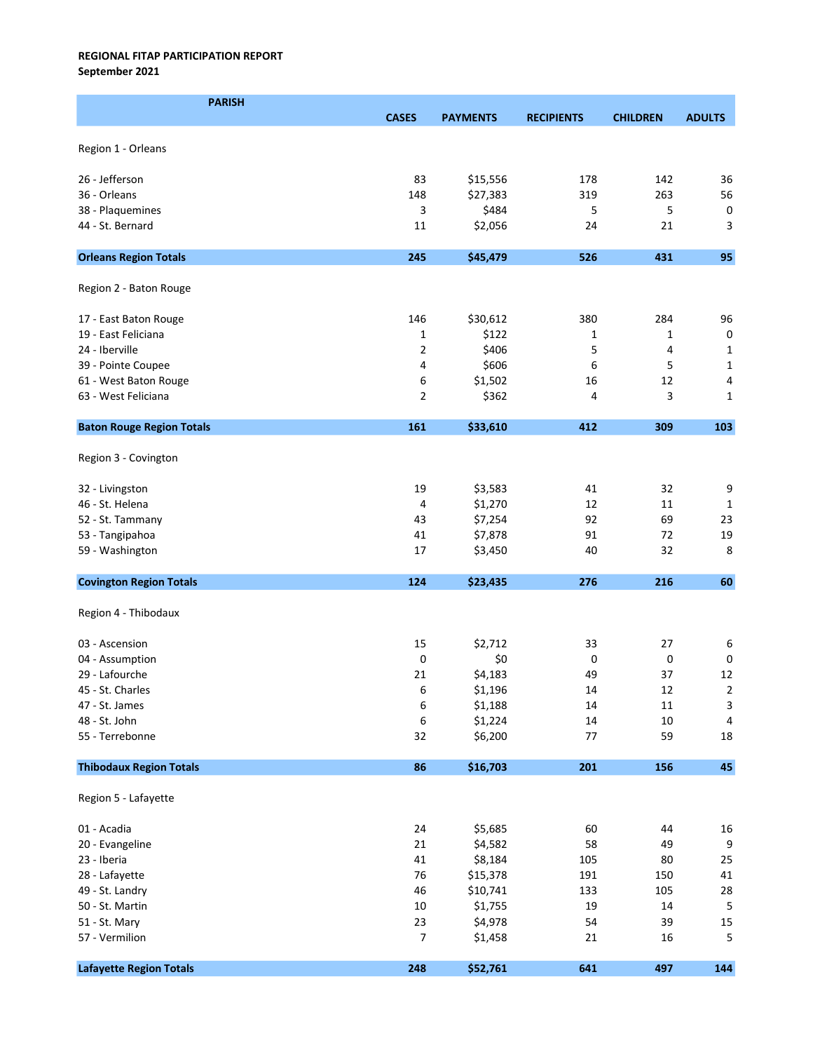**REGIONAL FITAP PARTICIPATION REPORT**
**September 2021**

| PARISH | CASES | PAYMENTS | RECIPIENTS | CHILDREN | ADULTS |
|---|---|---|---|---|---|
| Region 1 - Orleans | | | | | |
| 26 - Jefferson | 83 | $15,556 | 178 | 142 | 36 |
| 36 - Orleans | 148 | $27,383 | 319 | 263 | 56 |
| 38 - Plaquemines | 3 | $484 | 5 | 5 | 0 |
| 44 - St. Bernard | 11 | $2,056 | 24 | 21 | 3 |
| **Orleans Region Totals** | **245** | **$45,479** | **526** | **431** | **95** |
| Region 2 - Baton Rouge | | | | | |
| 17 - East Baton Rouge | 146 | $30,612 | 380 | 284 | 96 |
| 19 - East Feliciana | 1 | $122 | 1 | 1 | 0 |
| 24 - Iberville | 2 | $406 | 5 | 4 | 1 |
| 39 - Pointe Coupee | 4 | $606 | 6 | 5 | 1 |
| 61 - West Baton Rouge | 6 | $1,502 | 16 | 12 | 4 |
| 63 - West Feliciana | 2 | $362 | 4 | 3 | 1 |
| **Baton Rouge Region Totals** | **161** | **$33,610** | **412** | **309** | **103** |
| Region 3 - Covington | | | | | |
| 32 - Livingston | 19 | $3,583 | 41 | 32 | 9 |
| 46 - St. Helena | 4 | $1,270 | 12 | 11 | 1 |
| 52 - St. Tammany | 43 | $7,254 | 92 | 69 | 23 |
| 53 - Tangipahoa | 41 | $7,878 | 91 | 72 | 19 |
| 59 - Washington | 17 | $3,450 | 40 | 32 | 8 |
| **Covington Region Totals** | **124** | **$23,435** | **276** | **216** | **60** |
| Region 4 - Thibodaux | | | | | |
| 03 - Ascension | 15 | $2,712 | 33 | 27 | 6 |
| 04 - Assumption | 0 | $0 | 0 | 0 | 0 |
| 29 - Lafourche | 21 | $4,183 | 49 | 37 | 12 |
| 45 - St. Charles | 6 | $1,196 | 14 | 12 | 2 |
| 47 - St. James | 6 | $1,188 | 14 | 11 | 3 |
| 48 - St. John | 6 | $1,224 | 14 | 10 | 4 |
| 55 - Terrebonne | 32 | $6,200 | 77 | 59 | 18 |
| **Thibodaux Region Totals** | **86** | **$16,703** | **201** | **156** | **45** |
| Region 5 - Lafayette | | | | | |
| 01 - Acadia | 24 | $5,685 | 60 | 44 | 16 |
| 20 - Evangeline | 21 | $4,582 | 58 | 49 | 9 |
| 23 - Iberia | 41 | $8,184 | 105 | 80 | 25 |
| 28 - Lafayette | 76 | $15,378 | 191 | 150 | 41 |
| 49 - St. Landry | 46 | $10,741 | 133 | 105 | 28 |
| 50 - St. Martin | 10 | $1,755 | 19 | 14 | 5 |
| 51 - St. Mary | 23 | $4,978 | 54 | 39 | 15 |
| 57 - Vermilion | 7 | $1,458 | 21 | 16 | 5 |
| **Lafayette Region Totals** | **248** | **$52,761** | **641** | **497** | **144** |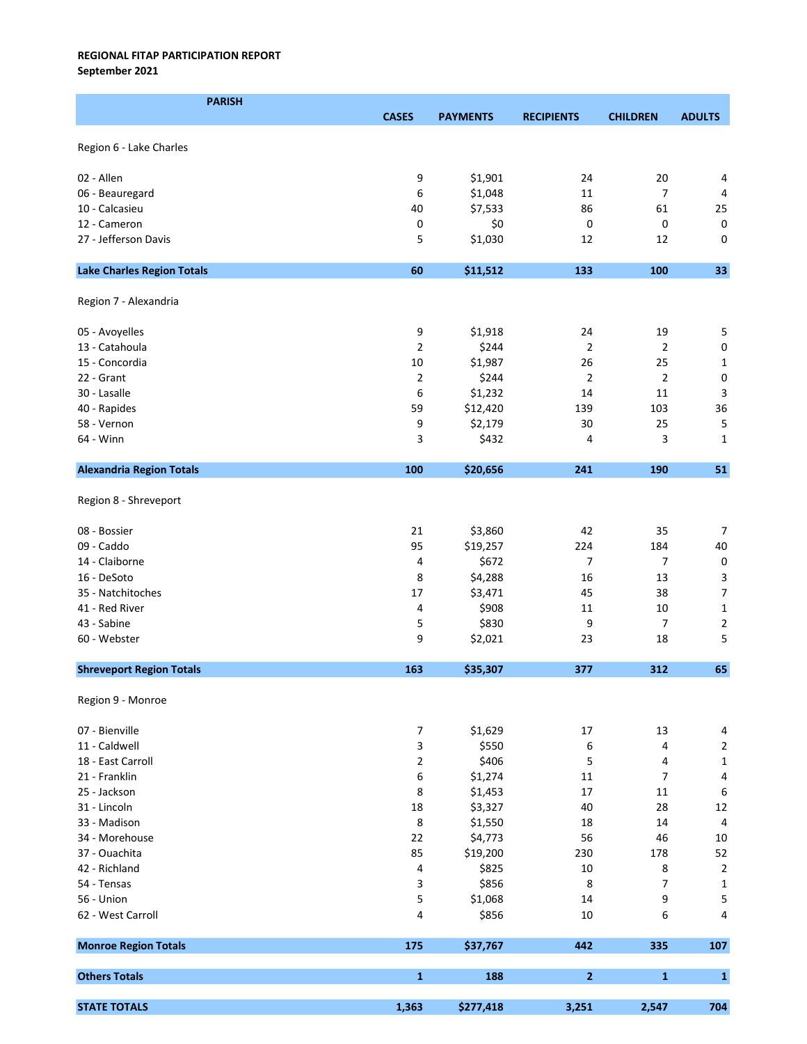**REGIONAL FITAP PARTICIPATION REPORT**
**September 2021**

| PARISH | CASES | PAYMENTS | RECIPIENTS | CHILDREN | ADULTS |
|---|---|---|---|---|---|
| Region 6 - Lake Charles | | | | | |
| 02 - Allen | 9 | $1,901 | 24 | 20 | 4 |
| 06 - Beauregard | 6 | $1,048 | 11 | 7 | 4 |
| 10 - Calcasieu | 40 | $7,533 | 86 | 61 | 25 |
| 12 - Cameron | 0 | $0 | 0 | 0 | 0 |
| 27 - Jefferson Davis | 5 | $1,030 | 12 | 12 | 0 |
| **Lake Charles Region Totals** | **60** | **$11,512** | **133** | **100** | **33** |
| Region 7 - Alexandria | | | | | |
| 05 - Avoyelles | 9 | $1,918 | 24 | 19 | 5 |
| 13 - Catahoula | 2 | $244 | 2 | 2 | 0 |
| 15 - Concordia | 10 | $1,987 | 26 | 25 | 1 |
| 22 - Grant | 2 | $244 | 2 | 2 | 0 |
| 30 - Lasalle | 6 | $1,232 | 14 | 11 | 3 |
| 40 - Rapides | 59 | $12,420 | 139 | 103 | 36 |
| 58 - Vernon | 9 | $2,179 | 30 | 25 | 5 |
| 64 - Winn | 3 | $432 | 4 | 3 | 1 |
| **Alexandria Region Totals** | **100** | **$20,656** | **241** | **190** | **51** |
| Region 8 - Shreveport | | | | | |
| 08 - Bossier | 21 | $3,860 | 42 | 35 | 7 |
| 09 - Caddo | 95 | $19,257 | 224 | 184 | 40 |
| 14 - Claiborne | 4 | $672 | 7 | 7 | 0 |
| 16 - DeSoto | 8 | $4,288 | 16 | 13 | 3 |
| 35 - Natchitoches | 17 | $3,471 | 45 | 38 | 7 |
| 41 - Red River | 4 | $908 | 11 | 10 | 1 |
| 43 - Sabine | 5 | $830 | 9 | 7 | 2 |
| 60 - Webster | 9 | $2,021 | 23 | 18 | 5 |
| **Shreveport Region Totals** | **163** | **$35,307** | **377** | **312** | **65** |
| Region 9 - Monroe | | | | | |
| 07 - Bienville | 7 | $1,629 | 17 | 13 | 4 |
| 11 - Caldwell | 3 | $550 | 6 | 4 | 2 |
| 18 - East Carroll | 2 | $406 | 5 | 4 | 1 |
| 21 - Franklin | 6 | $1,274 | 11 | 7 | 4 |
| 25 - Jackson | 8 | $1,453 | 17 | 11 | 6 |
| 31 - Lincoln | 18 | $3,327 | 40 | 28 | 12 |
| 33 - Madison | 8 | $1,550 | 18 | 14 | 4 |
| 34 - Morehouse | 22 | $4,773 | 56 | 46 | 10 |
| 37 - Ouachita | 85 | $19,200 | 230 | 178 | 52 |
| 42 - Richland | 4 | $825 | 10 | 8 | 2 |
| 54 - Tensas | 3 | $856 | 8 | 7 | 1 |
| 56 - Union | 5 | $1,068 | 14 | 9 | 5 |
| 62 - West Carroll | 4 | $856 | 10 | 6 | 4 |
| **Monroe Region Totals** | **175** | **$37,767** | **442** | **335** | **107** |
| **Others Totals** | **1** | **188** | **2** | **1** | **1** |
| **STATE TOTALS** | **1,363** | **$277,418** | **3,251** | **2,547** | **704** |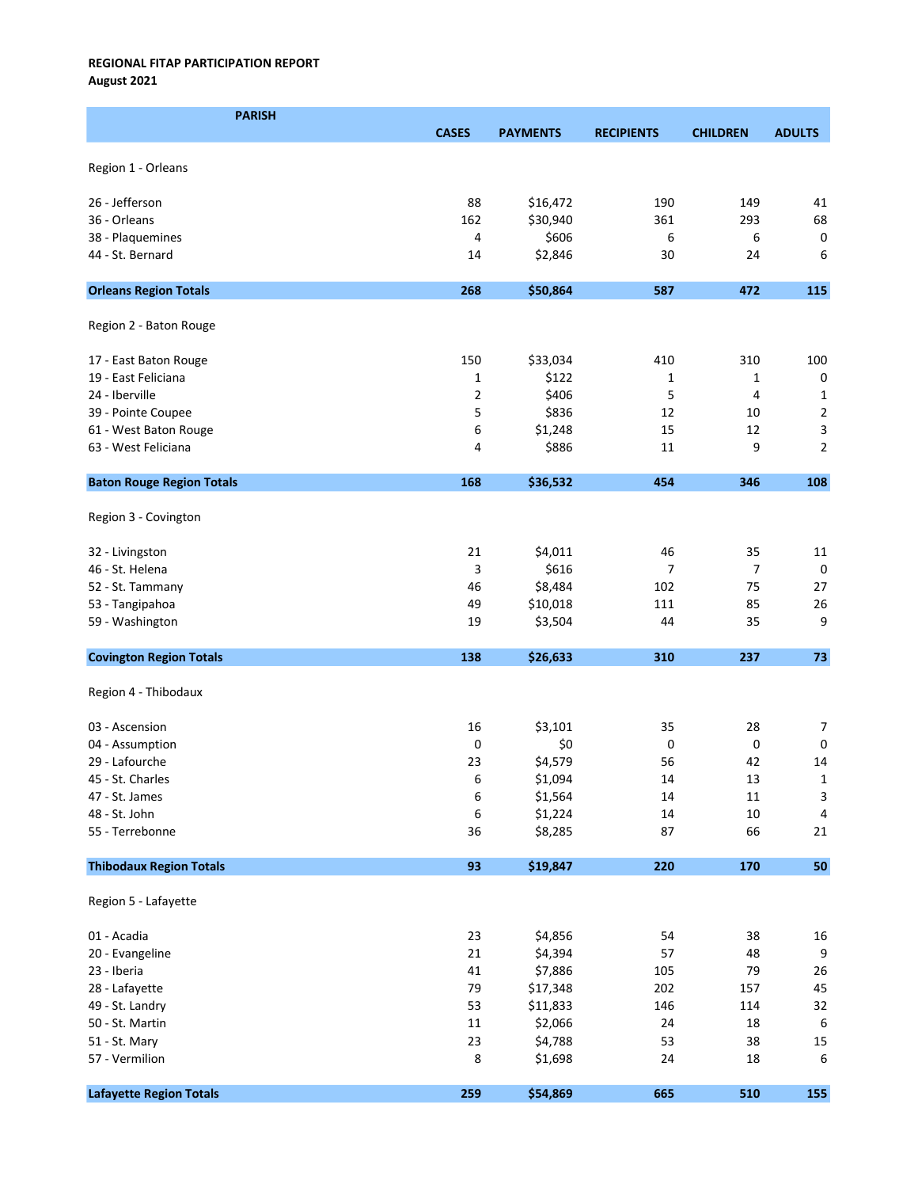**REGIONAL FITAP PARTICIPATION REPORT**
**August 2021**

| PARISH | CASES | PAYMENTS | RECIPIENTS | CHILDREN | ADULTS |
|---|---|---|---|---|---|
| Region 1 - Orleans | | | | | |
| 26 - Jefferson | 88 | $16,472 | 190 | 149 | 41 |
| 36 - Orleans | 162 | $30,940 | 361 | 293 | 68 |
| 38 - Plaquemines | 4 | $606 | 6 | 6 | 0 |
| 44 - St. Bernard | 14 | $2,846 | 30 | 24 | 6 |
| **Orleans Region Totals** | **268** | **$50,864** | **587** | **472** | **115** |
| Region 2 - Baton Rouge | | | | | |
| 17 - East Baton Rouge | 150 | $33,034 | 410 | 310 | 100 |
| 19 - East Feliciana | 1 | $122 | 1 | 1 | 0 |
| 24 - Iberville | 2 | $406 | 5 | 4 | 1 |
| 39 - Pointe Coupee | 5 | $836 | 12 | 10 | 2 |
| 61 - West Baton Rouge | 6 | $1,248 | 15 | 12 | 3 |
| 63 - West Feliciana | 4 | $886 | 11 | 9 | 2 |
| **Baton Rouge Region Totals** | **168** | **$36,532** | **454** | **346** | **108** |
| Region 3 - Covington | | | | | |
| 32 - Livingston | 21 | $4,011 | 46 | 35 | 11 |
| 46 - St. Helena | 3 | $616 | 7 | 7 | 0 |
| 52 - St. Tammany | 46 | $8,484 | 102 | 75 | 27 |
| 53 - Tangipahoa | 49 | $10,018 | 111 | 85 | 26 |
| 59 - Washington | 19 | $3,504 | 44 | 35 | 9 |
| **Covington Region Totals** | **138** | **$26,633** | **310** | **237** | **73** |
| Region 4 - Thibodaux | | | | | |
| 03 - Ascension | 16 | $3,101 | 35 | 28 | 7 |
| 04 - Assumption | 0 | $0 | 0 | 0 | 0 |
| 29 - Lafourche | 23 | $4,579 | 56 | 42 | 14 |
| 45 - St. Charles | 6 | $1,094 | 14 | 13 | 1 |
| 47 - St. James | 6 | $1,564 | 14 | 11 | 3 |
| 48 - St. John | 6 | $1,224 | 14 | 10 | 4 |
| 55 - Terrebonne | 36 | $8,285 | 87 | 66 | 21 |
| **Thibodaux Region Totals** | **93** | **$19,847** | **220** | **170** | **50** |
| Region 5 - Lafayette | | | | | |
| 01 - Acadia | 23 | $4,856 | 54 | 38 | 16 |
| 20 - Evangeline | 21 | $4,394 | 57 | 48 | 9 |
| 23 - Iberia | 41 | $7,886 | 105 | 79 | 26 |
| 28 - Lafayette | 79 | $17,348 | 202 | 157 | 45 |
| 49 - St. Landry | 53 | $11,833 | 146 | 114 | 32 |
| 50 - St. Martin | 11 | $2,066 | 24 | 18 | 6 |
| 51 - St. Mary | 23 | $4,788 | 53 | 38 | 15 |
| 57 - Vermilion | 8 | $1,698 | 24 | 18 | 6 |
| **Lafayette Region Totals** | **259** | **$54,869** | **665** | **510** | **155** |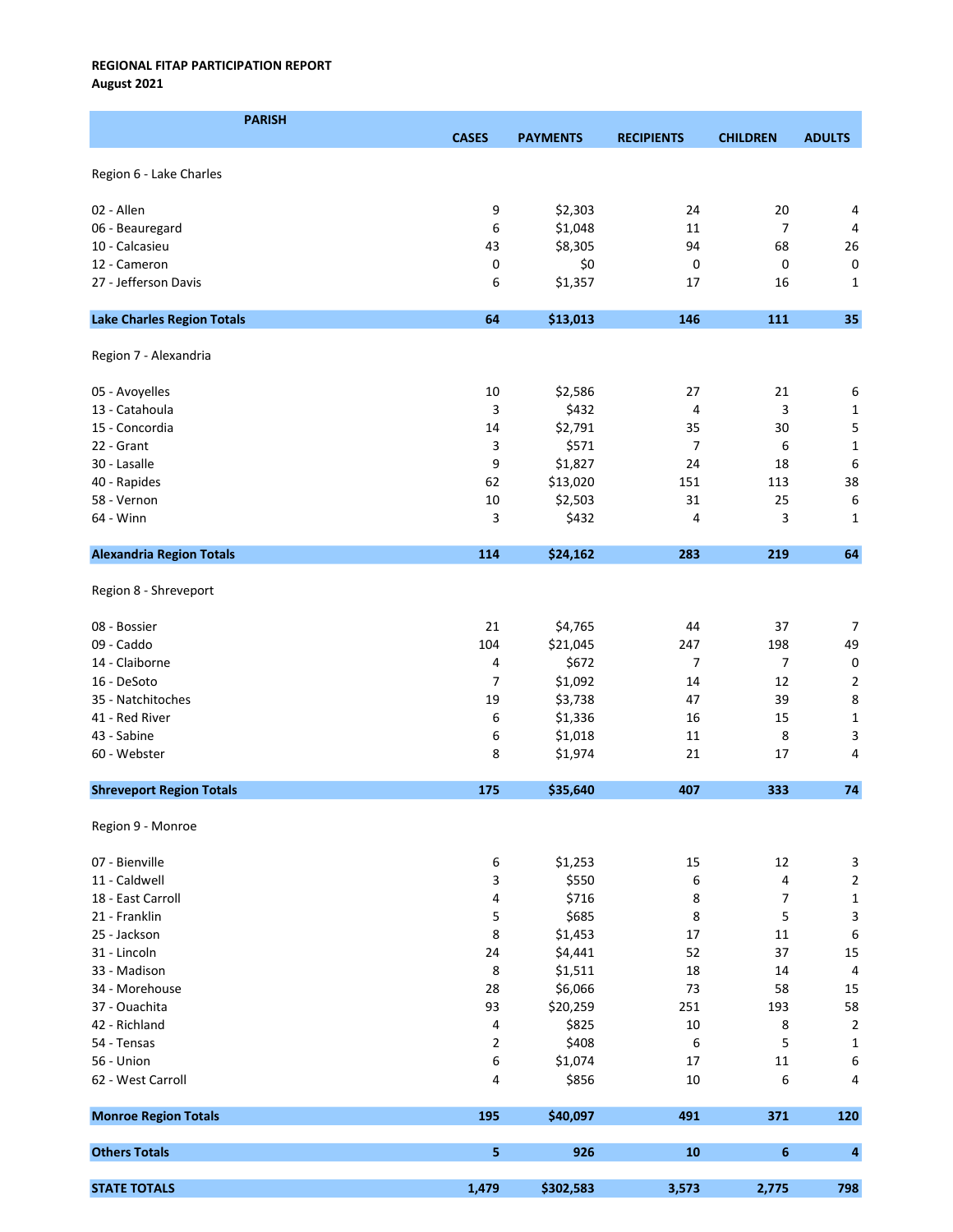**REGIONAL FITAP PARTICIPATION REPORT**
**August 2021**

| PARISH | CASES | PAYMENTS | RECIPIENTS | CHILDREN | ADULTS |
|---|---|---|---|---|---|
| Region 6 - Lake Charles | | | | | |
| 02 - Allen | 9 | $2,303 | 24 | 20 | 4 |
| 06 - Beauregard | 6 | $1,048 | 11 | 7 | 4 |
| 10 - Calcasieu | 43 | $8,305 | 94 | 68 | 26 |
| 12 - Cameron | 0 | $0 | 0 | 0 | 0 |
| 27 - Jefferson Davis | 6 | $1,357 | 17 | 16 | 1 |
| **Lake Charles Region Totals** | **64** | **$13,013** | **146** | **111** | **35** |
| Region 7 - Alexandria | | | | | |
| 05 - Avoyelles | 10 | $2,586 | 27 | 21 | 6 |
| 13 - Catahoula | 3 | $432 | 4 | 3 | 1 |
| 15 - Concordia | 14 | $2,791 | 35 | 30 | 5 |
| 22 - Grant | 3 | $571 | 7 | 6 | 1 |
| 30 - Lasalle | 9 | $1,827 | 24 | 18 | 6 |
| 40 - Rapides | 62 | $13,020 | 151 | 113 | 38 |
| 58 - Vernon | 10 | $2,503 | 31 | 25 | 6 |
| 64 - Winn | 3 | $432 | 4 | 3 | 1 |
| **Alexandria Region Totals** | **114** | **$24,162** | **283** | **219** | **64** |
| Region 8 - Shreveport | | | | | |
| 08 - Bossier | 21 | $4,765 | 44 | 37 | 7 |
| 09 - Caddo | 104 | $21,045 | 247 | 198 | 49 |
| 14 - Claiborne | 4 | $672 | 7 | 7 | 0 |
| 16 - DeSoto | 7 | $1,092 | 14 | 12 | 2 |
| 35 - Natchitoches | 19 | $3,738 | 47 | 39 | 8 |
| 41 - Red River | 6 | $1,336 | 16 | 15 | 1 |
| 43 - Sabine | 6 | $1,018 | 11 | 8 | 3 |
| 60 - Webster | 8 | $1,974 | 21 | 17 | 4 |
| **Shreveport Region Totals** | **175** | **$35,640** | **407** | **333** | **74** |
| Region 9 - Monroe | | | | | |
| 07 - Bienville | 6 | $1,253 | 15 | 12 | 3 |
| 11 - Caldwell | 3 | $550 | 6 | 4 | 2 |
| 18 - East Carroll | 4 | $716 | 8 | 7 | 1 |
| 21 - Franklin | 5 | $685 | 8 | 5 | 3 |
| 25 - Jackson | 8 | $1,453 | 17 | 11 | 6 |
| 31 - Lincoln | 24 | $4,441 | 52 | 37 | 15 |
| 33 - Madison | 8 | $1,511 | 18 | 14 | 4 |
| 34 - Morehouse | 28 | $6,066 | 73 | 58 | 15 |
| 37 - Ouachita | 93 | $20,259 | 251 | 193 | 58 |
| 42 - Richland | 4 | $825 | 10 | 8 | 2 |
| 54 - Tensas | 2 | $408 | 6 | 5 | 1 |
| 56 - Union | 6 | $1,074 | 17 | 11 | 6 |
| 62 - West Carroll | 4 | $856 | 10 | 6 | 4 |
| **Monroe Region Totals** | **195** | **$40,097** | **491** | **371** | **120** |
| **Others Totals** | **5** | **926** | **10** | **6** | **4** |
| **STATE TOTALS** | **1,479** | **$302,583** | **3,573** | **2,775** | **798** |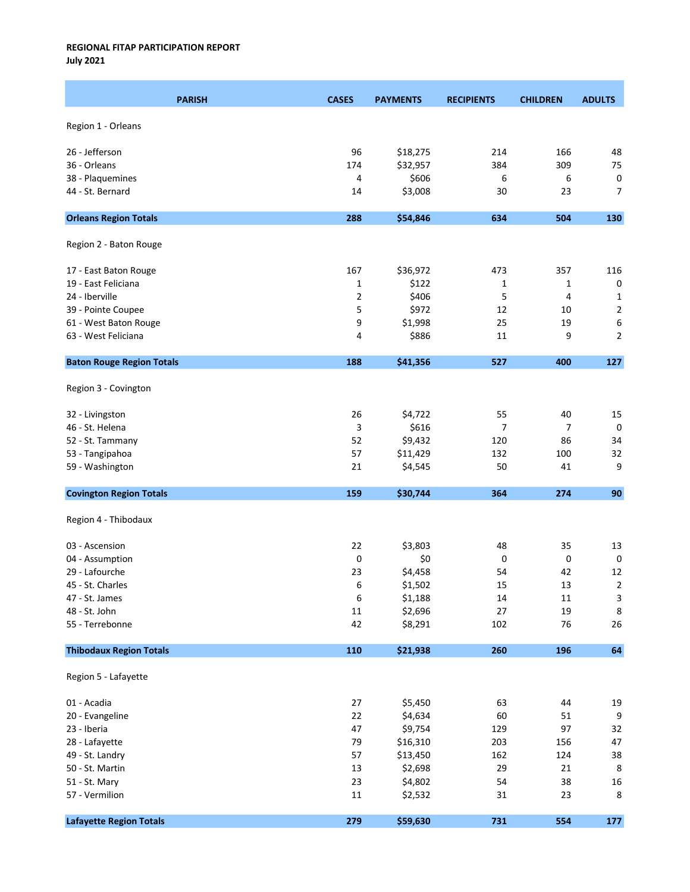**REGIONAL FITAP PARTICIPATION REPORT**
**July 2021**

| PARISH | CASES | PAYMENTS | RECIPIENTS | CHILDREN | ADULTS |
|---|---|---|---|---|---|
| Region 1 - Orleans | | | | | |
| 26 - Jefferson | 96 | $18,275 | 214 | 166 | 48 |
| 36 - Orleans | 174 | $32,957 | 384 | 309 | 75 |
| 38 - Plaquemines | 4 | $606 | 6 | 6 | 0 |
| 44 - St. Bernard | 14 | $3,008 | 30 | 23 | 7 |
| **Orleans Region Totals** | **288** | **$54,846** | **634** | **504** | **130** |
| Region 2 - Baton Rouge | | | | | |
| 17 - East Baton Rouge | 167 | $36,972 | 473 | 357 | 116 |
| 19 - East Feliciana | 1 | $122 | 1 | 1 | 0 |
| 24 - Iberville | 2 | $406 | 5 | 4 | 1 |
| 39 - Pointe Coupee | 5 | $972 | 12 | 10 | 2 |
| 61 - West Baton Rouge | 9 | $1,998 | 25 | 19 | 6 |
| 63 - West Feliciana | 4 | $886 | 11 | 9 | 2 |
| **Baton Rouge Region Totals** | **188** | **$41,356** | **527** | **400** | **127** |
| Region 3 - Covington | | | | | |
| 32 - Livingston | 26 | $4,722 | 55 | 40 | 15 |
| 46 - St. Helena | 3 | $616 | 7 | 7 | 0 |
| 52 - St. Tammany | 52 | $9,432 | 120 | 86 | 34 |
| 53 - Tangipahoa | 57 | $11,429 | 132 | 100 | 32 |
| 59 - Washington | 21 | $4,545 | 50 | 41 | 9 |
| **Covington Region Totals** | **159** | **$30,744** | **364** | **274** | **90** |
| Region 4 - Thibodaux | | | | | |
| 03 - Ascension | 22 | $3,803 | 48 | 35 | 13 |
| 04 - Assumption | 0 | $0 | 0 | 0 | 0 |
| 29 - Lafourche | 23 | $4,458 | 54 | 42 | 12 |
| 45 - St. Charles | 6 | $1,502 | 15 | 13 | 2 |
| 47 - St. James | 6 | $1,188 | 14 | 11 | 3 |
| 48 - St. John | 11 | $2,696 | 27 | 19 | 8 |
| 55 - Terrebonne | 42 | $8,291 | 102 | 76 | 26 |
| **Thibodaux Region Totals** | **110** | **$21,938** | **260** | **196** | **64** |
| Region 5 - Lafayette | | | | | |
| 01 - Acadia | 27 | $5,450 | 63 | 44 | 19 |
| 20 - Evangeline | 22 | $4,634 | 60 | 51 | 9 |
| 23 - Iberia | 47 | $9,754 | 129 | 97 | 32 |
| 28 - Lafayette | 79 | $16,310 | 203 | 156 | 47 |
| 49 - St. Landry | 57 | $13,450 | 162 | 124 | 38 |
| 50 - St. Martin | 13 | $2,698 | 29 | 21 | 8 |
| 51 - St. Mary | 23 | $4,802 | 54 | 38 | 16 |
| 57 - Vermilion | 11 | $2,532 | 31 | 23 | 8 |
| **Lafayette Region Totals** | **279** | **$59,630** | **731** | **554** | **177** |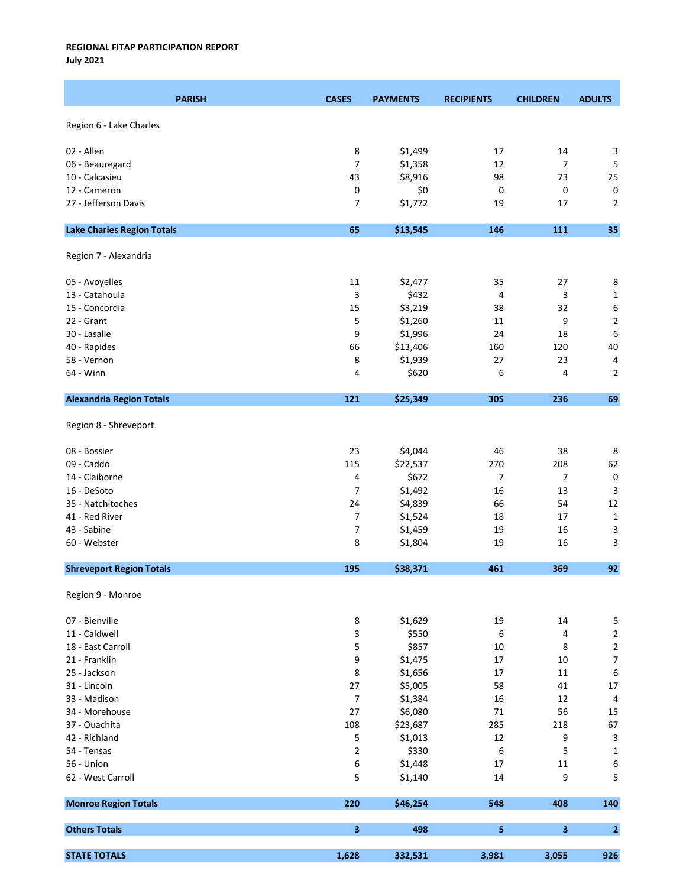**REGIONAL FITAP PARTICIPATION REPORT**
**July 2021**

| PARISH | CASES | PAYMENTS | RECIPIENTS | CHILDREN | ADULTS |
|---|---|---|---|---|---|
| Region 6 - Lake Charles | | | | | |
| 02 - Allen | 8 | $1,499 | 17 | 14 | 3 |
| 06 - Beauregard | 7 | $1,358 | 12 | 7 | 5 |
| 10 - Calcasieu | 43 | $8,916 | 98 | 73 | 25 |
| 12 - Cameron | 0 | $0 | 0 | 0 | 0 |
| 27 - Jefferson Davis | 7 | $1,772 | 19 | 17 | 2 |
| **Lake Charles Region Totals** | **65** | **$13,545** | **146** | **111** | **35** |
| Region 7 - Alexandria | | | | | |
| 05 - Avoyelles | 11 | $2,477 | 35 | 27 | 8 |
| 13 - Catahoula | 3 | $432 | 4 | 3 | 1 |
| 15 - Concordia | 15 | $3,219 | 38 | 32 | 6 |
| 22 - Grant | 5 | $1,260 | 11 | 9 | 2 |
| 30 - Lasalle | 9 | $1,996 | 24 | 18 | 6 |
| 40 - Rapides | 66 | $13,406 | 160 | 120 | 40 |
| 58 - Vernon | 8 | $1,939 | 27 | 23 | 4 |
| 64 - Winn | 4 | $620 | 6 | 4 | 2 |
| **Alexandria Region Totals** | **121** | **$25,349** | **305** | **236** | **69** |
| Region 8 - Shreveport | | | | | |
| 08 - Bossier | 23 | $4,044 | 46 | 38 | 8 |
| 09 - Caddo | 115 | $22,537 | 270 | 208 | 62 |
| 14 - Claiborne | 4 | $672 | 7 | 7 | 0 |
| 16 - DeSoto | 7 | $1,492 | 16 | 13 | 3 |
| 35 - Natchitoches | 24 | $4,839 | 66 | 54 | 12 |
| 41 - Red River | 7 | $1,524 | 18 | 17 | 1 |
| 43 - Sabine | 7 | $1,459 | 19 | 16 | 3 |
| 60 - Webster | 8 | $1,804 | 19 | 16 | 3 |
| **Shreveport Region Totals** | **195** | **$38,371** | **461** | **369** | **92** |
| Region 9 - Monroe | | | | | |
| 07 - Bienville | 8 | $1,629 | 19 | 14 | 5 |
| 11 - Caldwell | 3 | $550 | 6 | 4 | 2 |
| 18 - East Carroll | 5 | $857 | 10 | 8 | 2 |
| 21 - Franklin | 9 | $1,475 | 17 | 10 | 7 |
| 25 - Jackson | 8 | $1,656 | 17 | 11 | 6 |
| 31 - Lincoln | 27 | $5,005 | 58 | 41 | 17 |
| 33 - Madison | 7 | $1,384 | 16 | 12 | 4 |
| 34 - Morehouse | 27 | $6,080 | 71 | 56 | 15 |
| 37 - Ouachita | 108 | $23,687 | 285 | 218 | 67 |
| 42 - Richland | 5 | $1,013 | 12 | 9 | 3 |
| 54 - Tensas | 2 | $330 | 6 | 5 | 1 |
| 56 - Union | 6 | $1,448 | 17 | 11 | 6 |
| 62 - West Carroll | 5 | $1,140 | 14 | 9 | 5 |
| **Monroe Region Totals** | **220** | **$46,254** | **548** | **408** | **140** |
| **Others Totals** | **3** | **498** | **5** | **3** | **2** |
| **STATE TOTALS** | **1,628** | **332,531** | **3,981** | **3,055** | **926** |